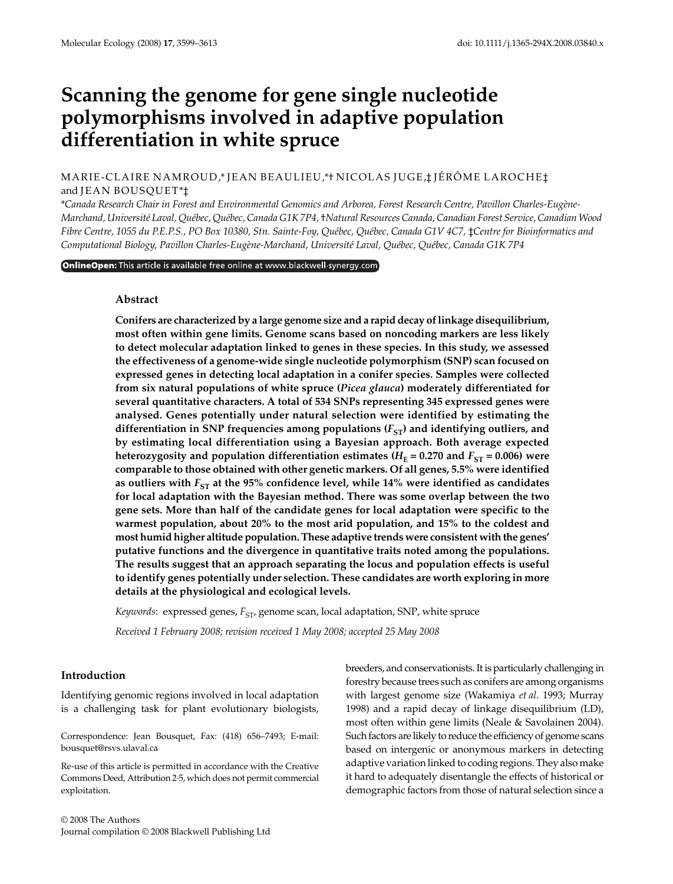# Scanning the genome for gene single nucleotide polymorphisms involved in adaptive population differentiation in white spruce

MARIE-CLAIRE NAMROUD,* JEAN BEAULIEU,*† NICOLAS JUGE,‡ JÉRÔME LAROCHE‡ and JEAN BOUSQUET*‡

*Canada Research Chair in Forest and Environmental Genomics and Arborea, Forest Research Centre, Pavillon Charles-Eugène-Marchand, Université Laval, Québec, Québec, Canada G1K 7P4, †Natural Resources Canada, Canadian Forest Service, Canadian Wood Fibre Centre, 1055 du P.E.P.S., PO Box 10380, Stn. Sainte-Foy, Québec, Québec, Canada G1V 4C7, ‡Centre for Bioinformatics and Computational Biology, Pavillon Charles-Eugène-Marchand, Université Laval, Québec, Québec, Canada G1K 7P4

OnlineOpen: This article is available free online at www.blackwell-synergy.com

## Abstract

**Conifers are characterized by a large genome size and a rapid decay of linkage disequilibrium, most often within gene limits. Genome scans based on noncoding markers are less likely to detect molecular adaptation linked to genes in these species. In this study, we assessed the effectiveness of a genome-wide single nucleotide polymorphism (SNP) scan focused on expressed genes in detecting local adaptation in a conifer species. Samples were collected from six natural populations of white spruce (*Picea glauca*) moderately differentiated for several quantitative characters. A total of 534 SNPs representing 345 expressed genes were analysed. Genes potentially under natural selection were identified by estimating the differentiation in SNP frequencies among populations ($F_{ST}$) and identifying outliers, and by estimating local differentiation using a Bayesian approach. Both average expected heterozygosity and population differentiation estimates ($H_E$ = 0.270 and $F_{ST}$ = 0.006) were comparable to those obtained with other genetic markers. Of all genes, 5.5% were identified as outliers with $F_{ST}$ at the 95% confidence level, while 14% were identified as candidates for local adaptation with the Bayesian method. There was some overlap between the two gene sets. More than half of the candidate genes for local adaptation were specific to the warmest population, about 20% to the most arid population, and 15% to the coldest and most humid higher altitude population. These adaptive trends were consistent with the genes' putative functions and the divergence in quantitative traits noted among the populations. The results suggest that an approach separating the locus and population effects is useful to identify genes potentially under selection. These candidates are worth exploring in more details at the physiological and ecological levels.**

*Keywords*: expressed genes, $F_{ST}$, genome scan, local adaptation, SNP, white spruce

*Received 1 February 2008; revision received 1 May 2008; accepted 25 May 2008*

## Introduction

Identifying genomic regions involved in local adaptation is a challenging task for plant evolutionary biologists, breeders, and conservationists. It is particularly challenging in forestry because trees such as conifers are among organisms with largest genome size (Wakamiya *et al*. 1993; Murray 1998) and a rapid decay of linkage disequilibrium (LD), most often within gene limits (Neale & Savolainen 2004). Such factors are likely to reduce the efficiency of genome scans based on intergenic or anonymous markers in detecting adaptive variation linked to coding regions. They also make it hard to adequately disentangle the effects of historical or demographic factors from those of natural selection since a

Correspondence: Jean Bousquet, Fax: (418) 656–7493; E-mail: bousquet@rsvs.ulaval.ca

Re-use of this article is permitted in accordance with the Creative Commons Deed, Attribution 2·5, which does not permit commercial exploitation.

© 2008 The Authors
Journal compilation © 2008 Blackwell Publishing Ltd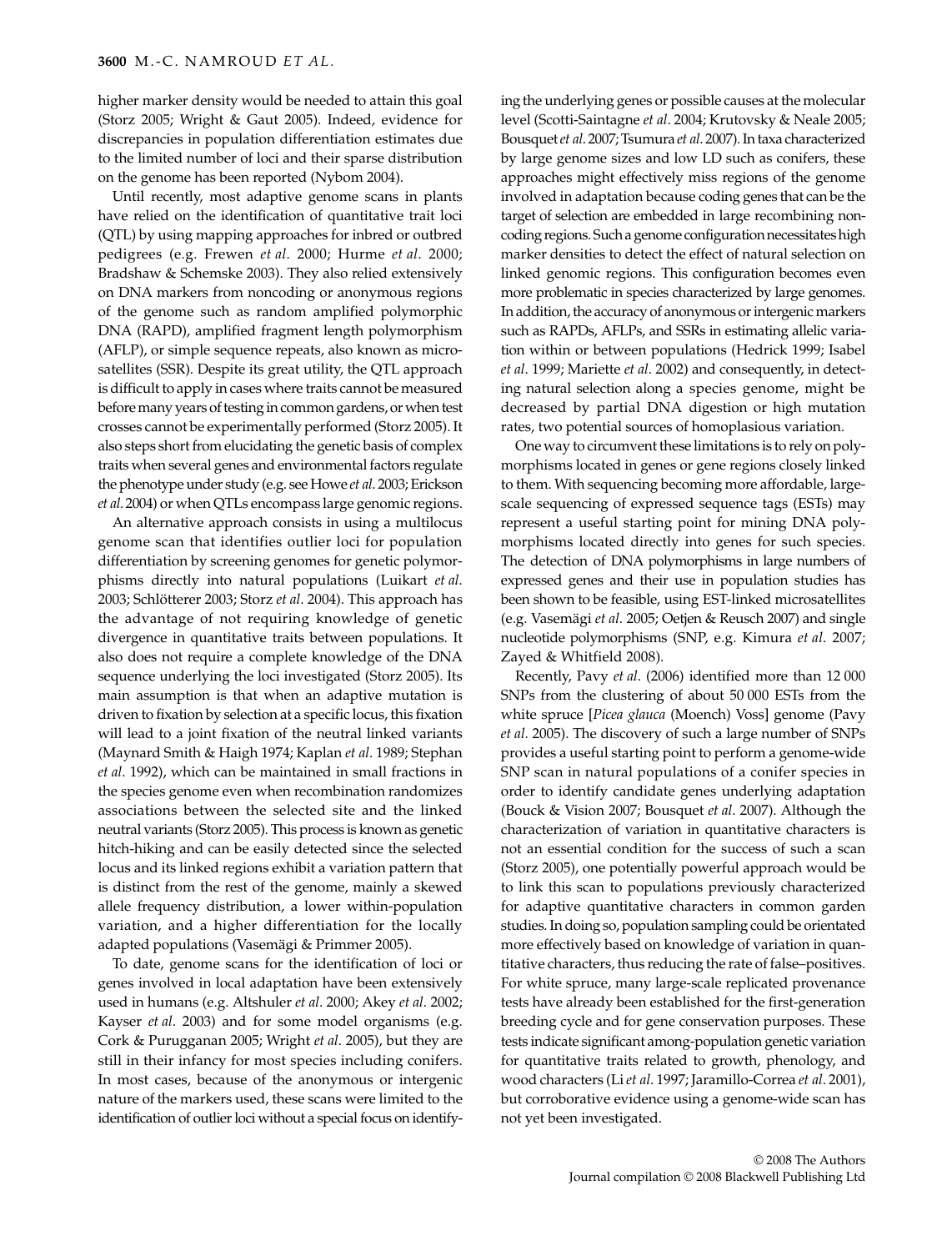higher marker density would be needed to attain this goal (Storz 2005; Wright & Gaut 2005). Indeed, evidence for discrepancies in population differentiation estimates due to the limited number of loci and their sparse distribution on the genome has been reported (Nybom 2004).

Until recently, most adaptive genome scans in plants have relied on the identification of quantitative trait loci (QTL) by using mapping approaches for inbred or outbred pedigrees (e.g. Frewen *et al*. 2000; Hurme *et al*. 2000; Bradshaw & Schemske 2003). They also relied extensively on DNA markers from noncoding or anonymous regions of the genome such as random amplified polymorphic DNA (RAPD), amplified fragment length polymorphism (AFLP), or simple sequence repeats, also known as microsatellites (SSR). Despite its great utility, the QTL approach is difficult to apply in cases where traits cannot be measured before many years of testing in common gardens, or when test crosses cannot be experimentally performed (Storz 2005). It also steps short from elucidating the genetic basis of complex traits when several genes and environmental factors regulate the phenotype under study (e.g. see Howe *et al*. 2003; Erickson *et al*. 2004) or when QTLs encompass large genomic regions.

An alternative approach consists in using a multilocus genome scan that identifies outlier loci for population differentiation by screening genomes for genetic polymorphisms directly into natural populations (Luikart *et al*. 2003; Schlötterer 2003; Storz *et al*. 2004). This approach has the advantage of not requiring knowledge of genetic divergence in quantitative traits between populations. It also does not require a complete knowledge of the DNA sequence underlying the loci investigated (Storz 2005). Its main assumption is that when an adaptive mutation is driven to fixation by selection at a specific locus, this fixation will lead to a joint fixation of the neutral linked variants (Maynard Smith & Haigh 1974; Kaplan *et al*. 1989; Stephan *et al*. 1992), which can be maintained in small fractions in the species genome even when recombination randomizes associations between the selected site and the linked neutral variants (Storz 2005). This process is known as genetic hitch-hiking and can be easily detected since the selected locus and its linked regions exhibit a variation pattern that is distinct from the rest of the genome, mainly a skewed allele frequency distribution, a lower within-population variation, and a higher differentiation for the locally adapted populations (Vasemägi & Primmer 2005).

To date, genome scans for the identification of loci or genes involved in local adaptation have been extensively used in humans (e.g. Altshuler *et al*. 2000; Akey *et al*. 2002; Kayser *et al*. 2003) and for some model organisms (e.g. Cork & Purugganan 2005; Wright *et al*. 2005), but they are still in their infancy for most species including conifers. In most cases, because of the anonymous or intergenic nature of the markers used, these scans were limited to the identification of outlier loci without a special focus on identifying the underlying genes or possible causes at the molecular level (Scotti-Saintagne *et al*. 2004; Krutovsky & Neale 2005; Bousquet *et al*. 2007; Tsumura *et al*. 2007). In taxa characterized by large genome sizes and low LD such as conifers, these approaches might effectively miss regions of the genome involved in adaptation because coding genes that can be the target of selection are embedded in large recombining noncoding regions. Such a genome configuration necessitates high marker densities to detect the effect of natural selection on linked genomic regions. This configuration becomes even more problematic in species characterized by large genomes. In addition, the accuracy of anonymous or intergenic markers such as RAPDs, AFLPs, and SSRs in estimating allelic variation within or between populations (Hedrick 1999; Isabel *et al*. 1999; Mariette *et al*. 2002) and consequently, in detecting natural selection along a species genome, might be decreased by partial DNA digestion or high mutation rates, two potential sources of homoplasious variation.

One way to circumvent these limitations is to rely on polymorphisms located in genes or gene regions closely linked to them. With sequencing becoming more affordable, large-scale sequencing of expressed sequence tags (ESTs) may represent a useful starting point for mining DNA polymorphisms located directly into genes for such species. The detection of DNA polymorphisms in large numbers of expressed genes and their use in population studies has been shown to be feasible, using EST-linked microsatellites (e.g. Vasemägi *et al*. 2005; Oetjen & Reusch 2007) and single nucleotide polymorphisms (SNP, e.g. Kimura *et al*. 2007; Zayed & Whitfield 2008).

Recently, Pavy *et al*. (2006) identified more than 12 000 SNPs from the clustering of about 50 000 ESTs from the white spruce [*Picea glauca* (Moench) Voss] genome (Pavy *et al*. 2005). The discovery of such a large number of SNPs provides a useful starting point to perform a genome-wide SNP scan in natural populations of a conifer species in order to identify candidate genes underlying adaptation (Bouck & Vision 2007; Bousquet *et al*. 2007). Although the characterization of variation in quantitative characters is not an essential condition for the success of such a scan (Storz 2005), one potentially powerful approach would be to link this scan to populations previously characterized for adaptive quantitative characters in common garden studies. In doing so, population sampling could be orientated more effectively based on knowledge of variation in quantitative characters, thus reducing the rate of false–positives. For white spruce, many large-scale replicated provenance tests have already been established for the first-generation breeding cycle and for gene conservation purposes. These tests indicate significant among-population genetic variation for quantitative traits related to growth, phenology, and wood characters (Li *et al*. 1997; Jaramillo-Correa *et al*. 2001), but corroborative evidence using a genome-wide scan has not yet been investigated.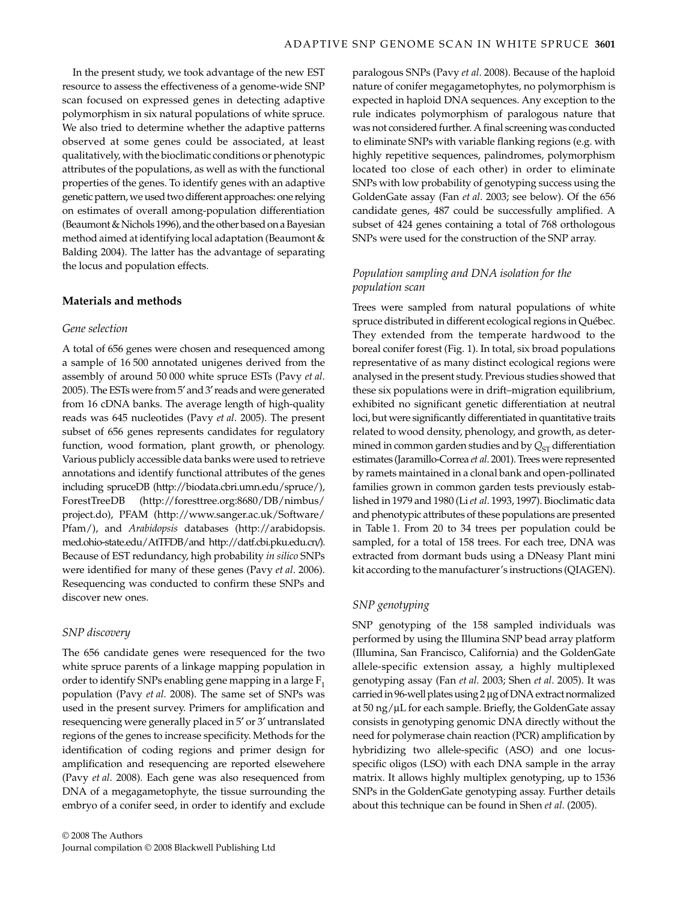In the present study, we took advantage of the new EST resource to assess the effectiveness of a genome-wide SNP scan focused on expressed genes in detecting adaptive polymorphism in six natural populations of white spruce. We also tried to determine whether the adaptive patterns observed at some genes could be associated, at least qualitatively, with the bioclimatic conditions or phenotypic attributes of the populations, as well as with the functional properties of the genes. To identify genes with an adaptive genetic pattern, we used two different approaches: one relying on estimates of overall among-population differentiation (Beaumont & Nichols 1996), and the other based on a Bayesian method aimed at identifying local adaptation (Beaumont & Balding 2004). The latter has the advantage of separating the locus and population effects.

## Materials and methods

### Gene selection

A total of 656 genes were chosen and resequenced among a sample of 16 500 annotated unigenes derived from the assembly of around 50 000 white spruce ESTs (Pavy *et al*. 2005). The ESTs were from 5′ and 3′ reads and were generated from 16 cDNA banks. The average length of high-quality reads was 645 nucleotides (Pavy *et al*. 2005). The present subset of 656 genes represents candidates for regulatory function, wood formation, plant growth, or phenology. Various publicly accessible data banks were used to retrieve annotations and identify functional attributes of the genes including spruceDB (http://biodata.cbri.umn.edu/spruce/), ForestTreeDB (http://foresttree.org:8680/DB/nimbus/project.do), PFAM (http://www.sanger.ac.uk/Software/Pfam/), and *Arabidopsis* databases (http://arabidopsis.med.ohio-state.edu/AtTFDB/and http://datf.cbi.pku.edu.cn/). Because of EST redundancy, high probability *in silico* SNPs were identified for many of these genes (Pavy *et al*. 2006). Resequencing was conducted to confirm these SNPs and discover new ones.

### SNP discovery

The 656 candidate genes were resequenced for the two white spruce parents of a linkage mapping population in order to identify SNPs enabling gene mapping in a large $F_1$ population (Pavy *et al.* 2008). The same set of SNPs was used in the present survey. Primers for amplification and resequencing were generally placed in 5′ or 3′ untranslated regions of the genes to increase specificity. Methods for the identification of coding regions and primer design for amplification and resequencing are reported elsewehere (Pavy *et al*. 2008). Each gene was also resequenced from DNA of a megagametophyte, the tissue surrounding the embryo of a conifer seed, in order to identify and exclude paralogous SNPs (Pavy *et al*. 2008). Because of the haploid nature of conifer megagametophytes, no polymorphism is expected in haploid DNA sequences. Any exception to the rule indicates polymorphism of paralogous nature that was not considered further. A final screening was conducted to eliminate SNPs with variable flanking regions (e.g. with highly repetitive sequences, palindromes, polymorphism located too close of each other) in order to eliminate SNPs with low probability of genotyping success using the GoldenGate assay (Fan *et al*. 2003; see below). Of the 656 candidate genes, 487 could be successfully amplified. A subset of 424 genes containing a total of 768 orthologous SNPs were used for the construction of the SNP array.

### Population sampling and DNA isolation for the population scan

Trees were sampled from natural populations of white spruce distributed in different ecological regions in Québec. They extended from the temperate hardwood to the boreal conifer forest (Fig. 1). In total, six broad populations representative of as many distinct ecological regions were analysed in the present study. Previous studies showed that these six populations were in drift–migration equilibrium, exhibited no significant genetic differentiation at neutral loci, but were significantly differentiated in quantitative traits related to wood density, phenology, and growth, as determined in common garden studies and by $Q_{ST}$ differentiation estimates (Jaramillo-Correa *et al.* 2001). Trees were represented by ramets maintained in a clonal bank and open-pollinated families grown in common garden tests previously established in 1979 and 1980 (Li *et al*. 1993, 1997). Bioclimatic data and phenotypic attributes of these populations are presented in Table 1. From 20 to 34 trees per population could be sampled, for a total of 158 trees. For each tree, DNA was extracted from dormant buds using a DNeasy Plant mini kit according to the manufacturer's instructions (QIAGEN).

### SNP genotyping

SNP genotyping of the 158 sampled individuals was performed by using the Illumina SNP bead array platform (Illumina, San Francisco, California) and the GoldenGate allele-specific extension assay, a highly multiplexed genotyping assay (Fan *et al*. 2003; Shen *et al*. 2005). It was carried in 96-well plates using 2 μg of DNA extract normalized at 50 ng/μL for each sample. Briefly, the GoldenGate assay consists in genotyping genomic DNA directly without the need for polymerase chain reaction (PCR) amplification by hybridizing two allele-specific (ASO) and one locus-specific oligos (LSO) with each DNA sample in the array matrix. It allows highly multiplex genotyping, up to 1536 SNPs in the GoldenGate genotyping assay. Further details about this technique can be found in Shen *et al*. (2005).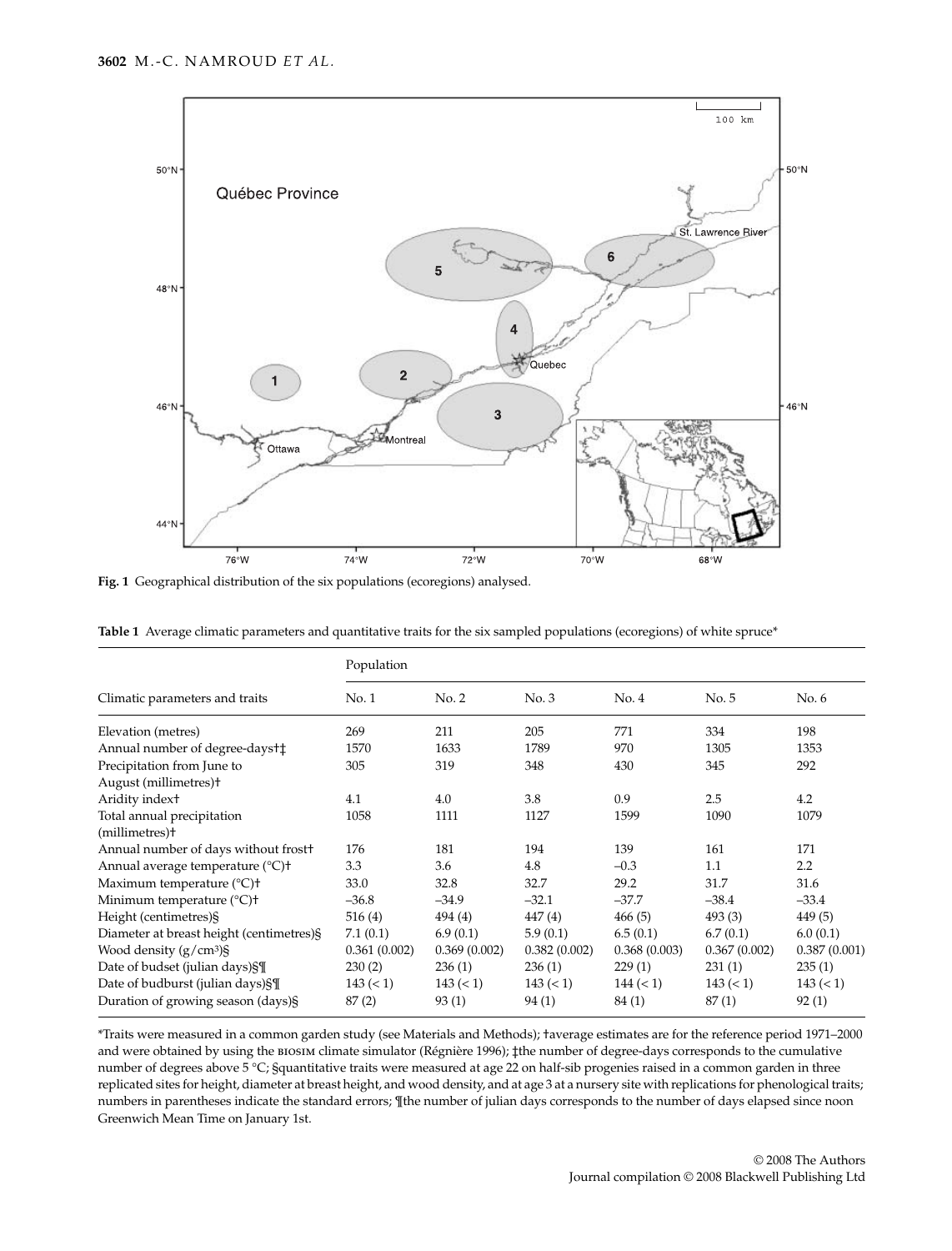**Fig. 1** Geographical distribution of the six populations (ecoregions) analysed.

**Table 1** Average climatic parameters and quantitative traits for the six sampled populations (ecoregions) of white spruce*

| Climatic parameters and traits | Population | | | | | |
|---|---|---|---|---|---|---|
| | No. 1 | No. 2 | No. 3 | No. 4 | No. 5 | No. 6 |
| Elevation (metres) | 269 | 211 | 205 | 771 | 334 | 198 |
| Annual number of degree-days†‡ | 1570 | 1633 | 1789 | 970 | 1305 | 1353 |
| Precipitation from June to August (millimetres)† | 305 | 319 | 348 | 430 | 345 | 292 |
| Aridity index† | 4.1 | 4.0 | 3.8 | 0.9 | 2.5 | 4.2 |
| Total annual precipitation (millimetres)† | 1058 | 1111 | 1127 | 1599 | 1090 | 1079 |
| Annual number of days without frost† | 176 | 181 | 194 | 139 | 161 | 171 |
| Annual average temperature (°C)† | 3.3 | 3.6 | 4.8 | –0.3 | 1.1 | 2.2 |
| Maximum temperature (°C)† | 33.0 | 32.8 | 32.7 | 29.2 | 31.7 | 31.6 |
| Minimum temperature (°C)† | –36.8 | –34.9 | –32.1 | –37.7 | –38.4 | –33.4 |
| Height (centimetres)§ | 516 (4) | 494 (4) | 447 (4) | 466 (5) | 493 (3) | 449 (5) |
| Diameter at breast height (centimetres)§ | 7.1 (0.1) | 6.9 (0.1) | 5.9 (0.1) | 6.5 (0.1) | 6.7 (0.1) | 6.0 (0.1) |
| Wood density (g/cm³)§ | 0.361 (0.002) | 0.369 (0.002) | 0.382 (0.002) | 0.368 (0.003) | 0.367 (0.002) | 0.387 (0.001) |
| Date of budset (julian days)§¶ | 230 (2) | 236 (1) | 236 (1) | 229 (1) | 231 (1) | 235 (1) |
| Date of budburst (julian days)§¶ | 143 (< 1) | 143 (< 1) | 143 (< 1) | 144 (< 1) | 143 (< 1) | 143 (< 1) |
| Duration of growing season (days)§ | 87 (2) | 93 (1) | 94 (1) | 84 (1) | 87 (1) | 92 (1) |

*Traits were measured in a common garden study (see Materials and Methods); †average estimates are for the reference period 1971–2000 and were obtained by using the BIOSIM climate simulator (Régnière 1996); ‡the number of degree-days corresponds to the cumulative number of degrees above 5 °C; §quantitative traits were measured at age 22 on half-sib progenies raised in a common garden in three replicated sites for height, diameter at breast height, and wood density, and at age 3 at a nursery site with replications for phenological traits; numbers in parentheses indicate the standard errors; ¶the number of julian days corresponds to the number of days elapsed since noon Greenwich Mean Time on January 1st.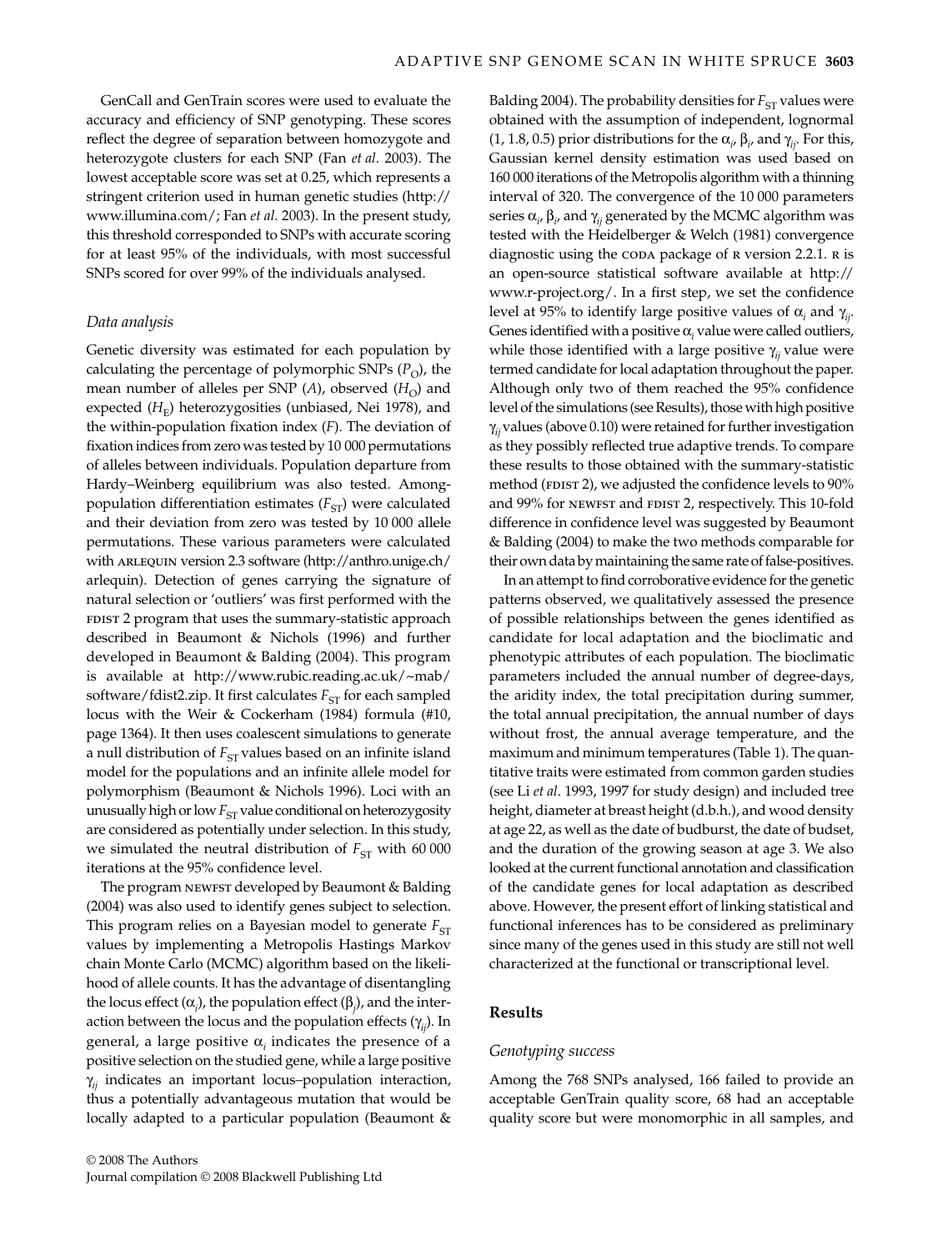GenCall and GenTrain scores were used to evaluate the accuracy and efficiency of SNP genotyping. These scores reflect the degree of separation between homozygote and heterozygote clusters for each SNP (Fan *et al*. 2003). The lowest acceptable score was set at 0.25, which represents a stringent criterion used in human genetic studies (http://www.illumina.com/; Fan *et al*. 2003). In the present study, this threshold corresponded to SNPs with accurate scoring for at least 95% of the individuals, with most successful SNPs scored for over 99% of the individuals analysed.

### *Data analysis*

Genetic diversity was estimated for each population by calculating the percentage of polymorphic SNPs ($P_O$), the mean number of alleles per SNP (*A*), observed ($H_O$) and expected ($H_E$) heterozygosities (unbiased, Nei 1978), and the within-population fixation index (*F*). The deviation of fixation indices from zero was tested by 10 000 permutations of alleles between individuals. Population departure from Hardy–Weinberg equilibrium was also tested. Among-population differentiation estimates ($F_{ST}$) were calculated and their deviation from zero was tested by 10 000 allele permutations. These various parameters were calculated with ARLEQUIN version 2.3 software (http://anthro.unige.ch/arlequin). Detection of genes carrying the signature of natural selection or 'outliers' was first performed with the FDIST 2 program that uses the summary-statistic approach described in Beaumont & Nichols (1996) and further developed in Beaumont & Balding (2004). This program is available at http://www.rubic.reading.ac.uk/~mab/software/fdist2.zip. It first calculates $F_{ST}$ for each sampled locus with the Weir & Cockerham (1984) formula (#10, page 1364). It then uses coalescent simulations to generate a null distribution of $F_{ST}$ values based on an infinite island model for the populations and an infinite allele model for polymorphism (Beaumont & Nichols 1996). Loci with an unusually high or low $F_{ST}$ value conditional on heterozygosity are considered as potentially under selection. In this study, we simulated the neutral distribution of $F_{ST}$ with 60 000 iterations at the 95% confidence level.

The program NEWFST developed by Beaumont & Balding (2004) was also used to identify genes subject to selection. This program relies on a Bayesian model to generate $F_{ST}$ values by implementing a Metropolis Hastings Markov chain Monte Carlo (MCMC) algorithm based on the likelihood of allele counts. It has the advantage of disentangling the locus effect ($\alpha_i$), the population effect ($\beta_j$), and the interaction between the locus and the population effects ($\gamma_{ij}$). In general, a large positive $\alpha_i$ indicates the presence of a positive selection on the studied gene, while a large positive $\gamma_{ij}$ indicates an important locus–population interaction, thus a potentially advantageous mutation that would be locally adapted to a particular population (Beaumont & Balding 2004). The probability densities for $F_{ST}$ values were obtained with the assumption of independent, lognormal (1, 1.8, 0.5) prior distributions for the $\alpha_i$, $\beta_i$, and $\gamma_{ij}$. For this, Gaussian kernel density estimation was used based on 160 000 iterations of the Metropolis algorithm with a thinning interval of 320. The convergence of the 10 000 parameters series $\alpha_i$, $\beta_i$, and $\gamma_{ij}$ generated by the MCMC algorithm was tested with the Heidelberger & Welch (1981) convergence diagnostic using the CODA package of R version 2.2.1. R is an open-source statistical software available at http://www.r-project.org/. In a first step, we set the confidence level at 95% to identify large positive values of $\alpha_i$ and $\gamma_{ij}$. Genes identified with a positive $\alpha_i$ value were called outliers, while those identified with a large positive $\gamma_{ij}$ value were termed candidate for local adaptation throughout the paper. Although only two of them reached the 95% confidence level of the simulations (see Results), those with high positive $\gamma_{ij}$ values (above 0.10) were retained for further investigation as they possibly reflected true adaptive trends. To compare these results to those obtained with the summary-statistic method (FDIST 2), we adjusted the confidence levels to 90% and 99% for NEWFST and FDIST 2, respectively. This 10-fold difference in confidence level was suggested by Beaumont & Balding (2004) to make the two methods comparable for their own data by maintaining the same rate of false-positives.

In an attempt to find corroborative evidence for the genetic patterns observed, we qualitatively assessed the presence of possible relationships between the genes identified as candidate for local adaptation and the bioclimatic and phenotypic attributes of each population. The bioclimatic parameters included the annual number of degree-days, the aridity index, the total precipitation during summer, the total annual precipitation, the annual number of days without frost, the annual average temperature, and the maximum and minimum temperatures (Table 1). The quantitative traits were estimated from common garden studies (see Li *et al*. 1993, 1997 for study design) and included tree height, diameter at breast height (d.b.h.), and wood density at age 22, as well as the date of budburst, the date of budset, and the duration of the growing season at age 3. We also looked at the current functional annotation and classification of the candidate genes for local adaptation as described above. However, the present effort of linking statistical and functional inferences has to be considered as preliminary since many of the genes used in this study are still not well characterized at the functional or transcriptional level.

## Results

### *Genotyping success*

Among the 768 SNPs analysed, 166 failed to provide an acceptable GenTrain quality score, 68 had an acceptable quality score but were monomorphic in all samples, and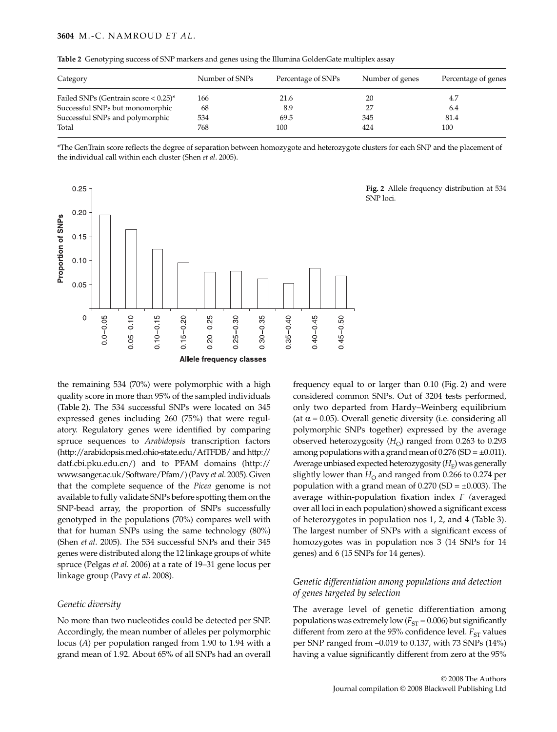**Table 2** Genotyping success of SNP markers and genes using the Illumina GoldenGate multiplex assay

| Category | Number of SNPs | Percentage of SNPs | Number of genes | Percentage of genes |
|---|---|---|---|---|
| Failed SNPs (Gentrain score < 0.25)* | 166 | 21.6 | 20 | 4.7 |
| Successful SNPs but monomorphic | 68 | 8.9 | 27 | 6.4 |
| Successful SNPs and polymorphic | 534 | 69.5 | 345 | 81.4 |
| Total | 768 | 100 | 424 | 100 |

*The GenTrain score reflects the degree of separation between homozygote and heterozygote clusters for each SNP and the placement of the individual call within each cluster (Shen *et al*. 2005).

**Fig. 2** Allele frequency distribution at 534 SNP loci.

the remaining 534 (70%) were polymorphic with a high quality score in more than 95% of the sampled individuals (Table 2). The 534 successful SNPs were located on 345 expressed genes including 260 (75%) that were regulatory. Regulatory genes were identified by comparing spruce sequences to *Arabidopsis* transcription factors (http://arabidopsis.med.ohio-state.edu/AtTFDB/ and http://datf.cbi.pku.edu.cn/) and to PFAM domains (http://www.sanger.ac.uk/Software/Pfam/) (Pavy *et al*. 2005). Given that the complete sequence of the *Picea* genome is not available to fully validate SNPs before spotting them on the SNP-bead array, the proportion of SNPs successfully genotyped in the populations (70%) compares well with that for human SNPs using the same technology (80%) (Shen *et al*. 2005). The 534 successful SNPs and their 345 genes were distributed along the 12 linkage groups of white spruce (Pelgas *et al*. 2006) at a rate of 19–31 gene locus per linkage group (Pavy *et al*. 2008).

### *Genetic diversity*

No more than two nucleotides could be detected per SNP. Accordingly, the mean number of alleles per polymorphic locus (*A*) per population ranged from 1.90 to 1.94 with a grand mean of 1.92. About 65% of all SNPs had an overall frequency equal to or larger than 0.10 (Fig. 2) and were considered common SNPs. Out of 3204 tests performed, only two departed from Hardy–Weinberg equilibrium (at $\alpha = 0.05$). Overall genetic diversity (i.e. considering all polymorphic SNPs together) expressed by the average observed heterozygosity ($H_O$) ranged from 0.263 to 0.293 among populations with a grand mean of 0.276 (SD = ±0.011). Average unbiased expected heterozygosity ($H_E$) was generally slightly lower than $H_O$ and ranged from 0.266 to 0.274 per population with a grand mean of 0.270 (SD = ±0.003). The average within-population fixation index *F* (averaged over all loci in each population) showed a significant excess of heterozygotes in population nos 1, 2, and 4 (Table 3). The largest number of SNPs with a significant excess of homozygotes was in population nos 3 (14 SNPs for 14 genes) and 6 (15 SNPs for 14 genes).

### *Genetic differentiation among populations and detection of genes targeted by selection*

The average level of genetic differentiation among populations was extremely low ($F_{ST} = 0.006$) but significantly different from zero at the 95% confidence level. $F_{ST}$ values per SNP ranged from –0.019 to 0.137, with 73 SNPs (14%) having a value significantly different from zero at the 95%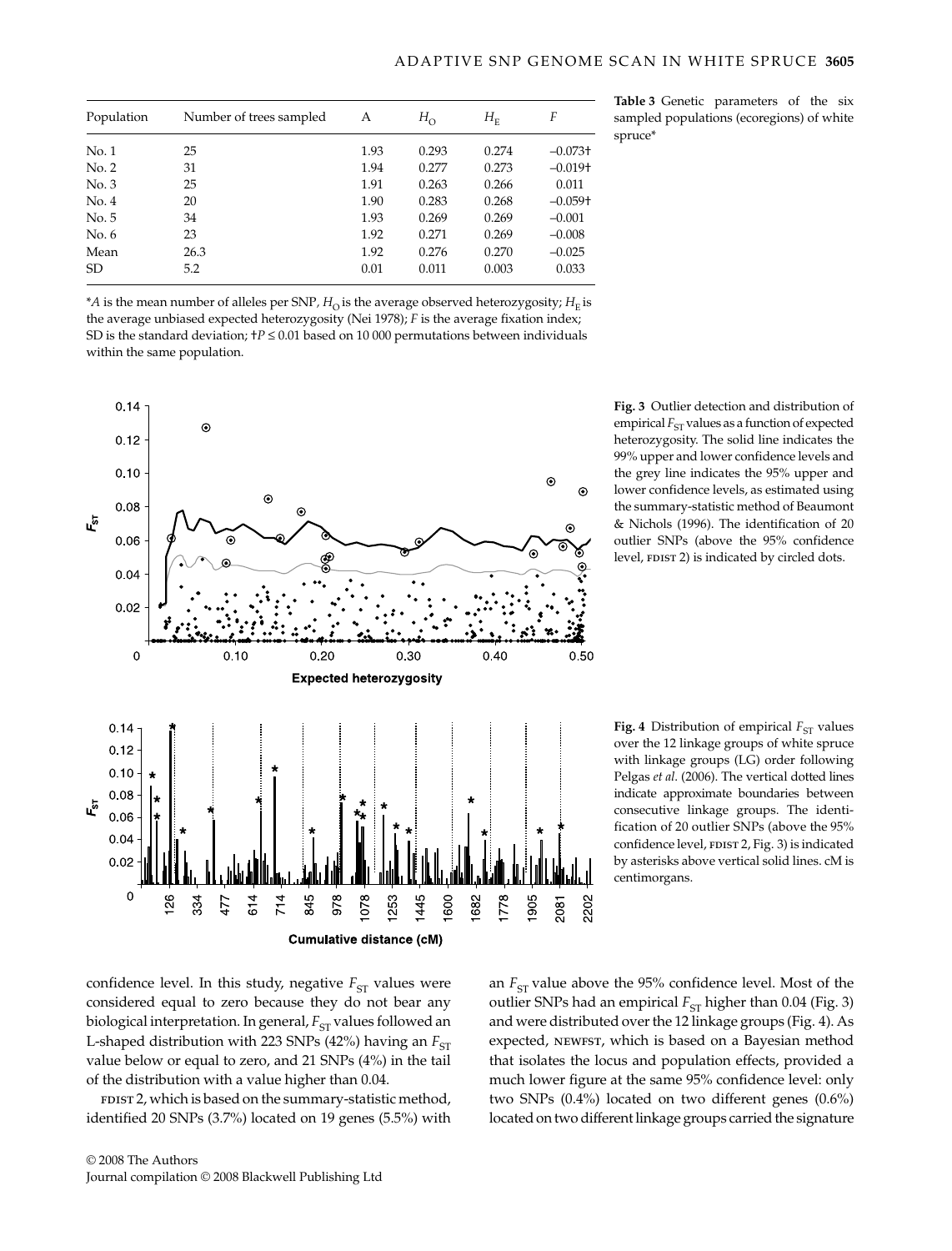| Population | Number of trees sampled | A | $H_O$ | $H_E$ | $F$ |
|---|---|---|---|---|---|
| No. 1 | 25 | 1.93 | 0.293 | 0.274 | −0.073† |
| No. 2 | 31 | 1.94 | 0.277 | 0.273 | −0.019† |
| No. 3 | 25 | 1.91 | 0.263 | 0.266 | 0.011 |
| No. 4 | 20 | 1.90 | 0.283 | 0.268 | −0.059† |
| No. 5 | 34 | 1.93 | 0.269 | 0.269 | −0.001 |
| No. 6 | 23 | 1.92 | 0.271 | 0.269 | −0.008 |
| Mean | 26.3 | 1.92 | 0.276 | 0.270 | −0.025 |
| SD | 5.2 | 0.01 | 0.011 | 0.003 | 0.033 |

**Table 3** Genetic parameters of the six sampled populations (ecoregions) of white spruce*

*$A$ is the mean number of alleles per SNP, $H_O$ is the average observed heterozygosity; $H_E$ is the average unbiased expected heterozygosity (Nei 1978); $F$ is the average fixation index; SD is the standard deviation; †$P \leq 0.01$ based on 10 000 permutations between individuals within the same population.

**Fig. 3** Outlier detection and distribution of empirical $F_{ST}$ values as a function of expected heterozygosity. The solid line indicates the 99% upper and lower confidence levels and the grey line indicates the 95% upper and lower confidence levels, as estimated using the summary-statistic method of Beaumont & Nichols (1996). The identification of 20 outlier SNPs (above the 95% confidence level, FDIST 2) is indicated by circled dots.

**Fig. 4** Distribution of empirical $F_{ST}$ values over the 12 linkage groups of white spruce with linkage groups (LG) order following Pelgas *et al.* (2006). The vertical dotted lines indicate approximate boundaries between consecutive linkage groups. The identification of 20 outlier SNPs (above the 95% confidence level, FDIST 2, Fig. 3) is indicated by asterisks above vertical solid lines. cM is centimorgans.

confidence level. In this study, negative $F_{ST}$ values were considered equal to zero because they do not bear any biological interpretation. In general, $F_{ST}$ values followed an L-shaped distribution with 223 SNPs (42%) having an $F_{ST}$ value below or equal to zero, and 21 SNPs (4%) in the tail of the distribution with a value higher than 0.04.

FDIST 2, which is based on the summary-statistic method, identified 20 SNPs (3.7%) located on 19 genes (5.5%) with an $F_{ST}$ value above the 95% confidence level. Most of the outlier SNPs had an empirical $F_{ST}$ higher than 0.04 (Fig. 3) and were distributed over the 12 linkage groups (Fig. 4). As expected, NEWFST, which is based on a Bayesian method that isolates the locus and population effects, provided a much lower figure at the same 95% confidence level: only two SNPs (0.4%) located on two different genes (0.6%) located on two different linkage groups carried the signature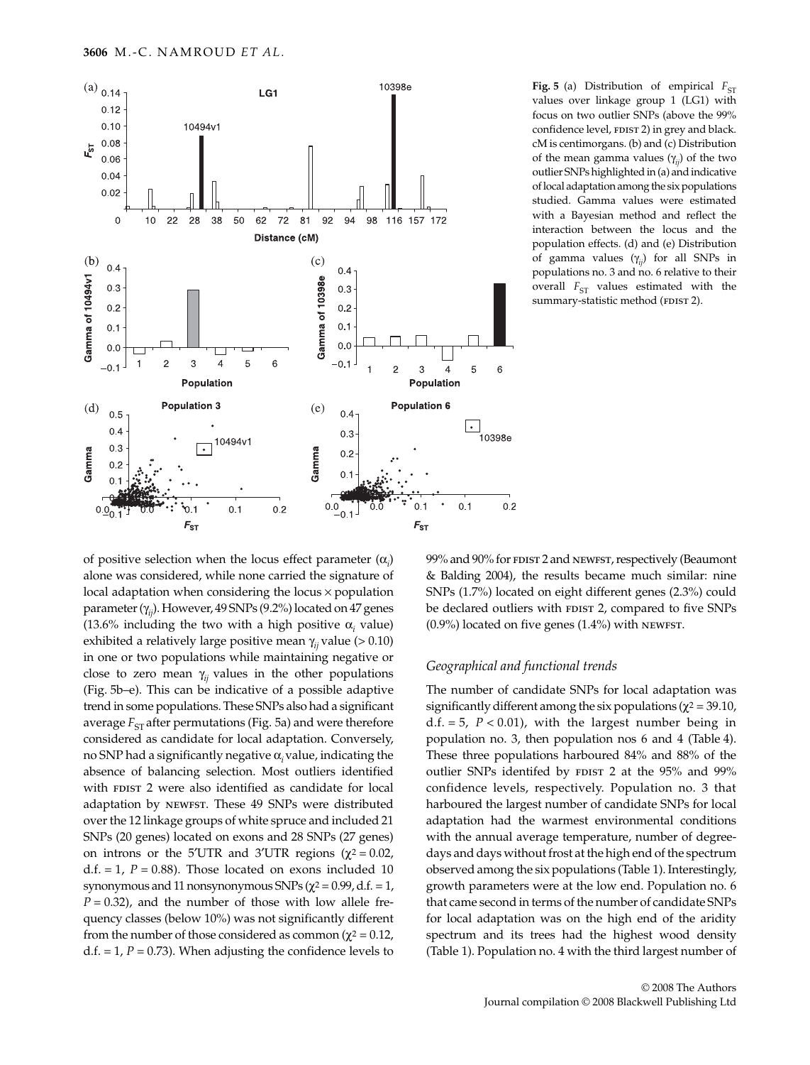**Fig. 5** (a) Distribution of empirical $F_{ST}$ values over linkage group 1 (LG1) with focus on two outlier SNPs (above the 99% confidence level, FDIST 2) in grey and black. cM is centimorgans. (b) and (c) Distribution of the mean gamma values ($\gamma_{ij}$) of the two outlier SNPs highlighted in (a) and indicative of local adaptation among the six populations studied. Gamma values were estimated with a Bayesian method and reflect the interaction between the locus and the population effects. (d) and (e) Distribution of gamma values ($\gamma_{ij}$) for all SNPs in populations no. 3 and no. 6 relative to their overall $F_{ST}$ values estimated with the summary-statistic method (FDIST 2).

of positive selection when the locus effect parameter ($\alpha_i$) alone was considered, while none carried the signature of local adaptation when considering the locus × population parameter ($\gamma_{ij}$). However, 49 SNPs (9.2%) located on 47 genes (13.6% including the two with a high positive $\alpha_i$ value) exhibited a relatively large positive mean $\gamma_{ij}$ value (> 0.10) in one or two populations while maintaining negative or close to zero mean $\gamma_{ij}$ values in the other populations (Fig. 5b–e). This can be indicative of a possible adaptive trend in some populations. These SNPs also had a significant average $F_{ST}$ after permutations (Fig. 5a) and were therefore considered as candidate for local adaptation. Conversely, no SNP had a significantly negative $\alpha_i$ value, indicating the absence of balancing selection. Most outliers identified with FDIST 2 were also identified as candidate for local adaptation by NEWFST. These 49 SNPs were distributed over the 12 linkage groups of white spruce and included 21 SNPs (20 genes) located on exons and 28 SNPs (27 genes) on introns or the 5′UTR and 3′UTR regions ($\chi^2 = 0.02$, d.f. = 1, $P = 0.88$). Those located on exons included 10 synonymous and 11 nonsynonymous SNPs ($\chi^2 = 0.99$, d.f. = 1, $P = 0.32$), and the number of those with low allele frequency classes (below 10%) was not significantly different from the number of those considered as common ($\chi^2 = 0.12$, d.f. = 1, $P = 0.73$). When adjusting the confidence levels to 99% and 90% for FDIST 2 and NEWFST, respectively (Beaumont & Balding 2004), the results became much similar: nine SNPs (1.7%) located on eight different genes (2.3%) could be declared outliers with FDIST 2, compared to five SNPs (0.9%) located on five genes (1.4%) with NEWFST.

### *Geographical and functional trends*

The number of candidate SNPs for local adaptation was significantly different among the six populations ($\chi^2 = 39.10$, d.f. = 5, $P < 0.01$), with the largest number being in population no. 3, then population nos 6 and 4 (Table 4). These three populations harboured 84% and 88% of the outlier SNPs identifed by FDIST 2 at the 95% and 99% confidence levels, respectively. Population no. 3 that harboured the largest number of candidate SNPs for local adaptation had the warmest environmental conditions with the annual average temperature, number of degree-days and days without frost at the high end of the spectrum observed among the six populations (Table 1). Interestingly, growth parameters were at the low end. Population no. 6 that came second in terms of the number of candidate SNPs for local adaptation was on the high end of the aridity spectrum and its trees had the highest wood density (Table 1). Population no. 4 with the third largest number of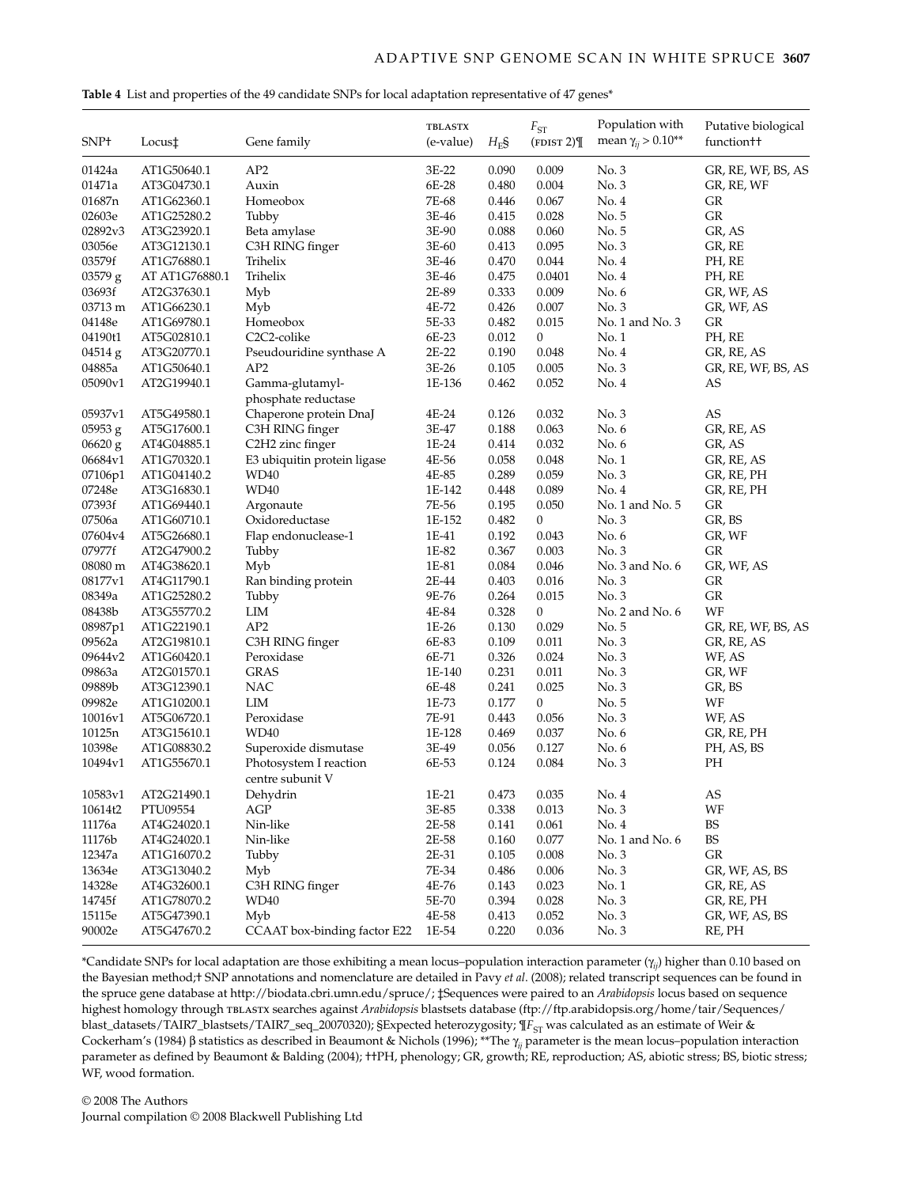**Table 4** List and properties of the 49 candidate SNPs for local adaptation representative of 47 genes*

| SNP† | Locus‡ | Gene family | TBLASTX (e-value) | $H_E$§ | $F_{ST}$ (FDIST 2)¶ | Population with mean $\gamma_{ij} > 0.10$** | Putative biological function†† |
|---|---|---|---|---|---|---|---|
| 01424a | AT1G50640.1 | AP2 | 3E-22 | 0.090 | 0.009 | No. 3 | GR, RE, WF, BS, AS |
| 01471a | AT3G04730.1 | Auxin | 6E-28 | 0.480 | 0.004 | No. 3 | GR, RE, WF |
| 01687n | AT1G62360.1 | Homeobox | 7E-68 | 0.446 | 0.067 | No. 4 | GR |
| 02603e | AT1G25280.2 | Tubby | 3E-46 | 0.415 | 0.028 | No. 5 | GR |
| 02892v3 | AT3G23920.1 | Beta amylase | 3E-90 | 0.088 | 0.060 | No. 5 | GR, AS |
| 03056e | AT3G12130.1 | C3H RING finger | 3E-60 | 0.413 | 0.095 | No. 3 | GR, RE |
| 03579f | AT1G76880.1 | Trihelix | 3E-46 | 0.470 | 0.044 | No. 4 | PH, RE |
| 03579 g | AT AT1G76880.1 | Trihelix | 3E-46 | 0.475 | 0.0401 | No. 4 | PH, RE |
| 03693f | AT2G37630.1 | Myb | 2E-89 | 0.333 | 0.009 | No. 6 | GR, WF, AS |
| 03713 m | AT1G66230.1 | Myb | 4E-72 | 0.426 | 0.007 | No. 3 | GR, WF, AS |
| 04148e | AT1G69780.1 | Homeobox | 5E-33 | 0.482 | 0.015 | No. 1 and No. 3 | GR |
| 04190t1 | AT5G02810.1 | C2C2-colike | 6E-23 | 0.012 | 0 | No. 1 | PH, RE |
| 04514 g | AT3G20770.1 | Pseudouridine synthase A | 2E-22 | 0.190 | 0.048 | No. 4 | GR, RE, AS |
| 04885a | AT1G50640.1 | AP2 | 3E-26 | 0.105 | 0.005 | No. 3 | GR, RE, WF, BS, AS |
| 05090v1 | AT2G19940.1 | Gamma-glutamyl-phosphate reductase | 1E-136 | 0.462 | 0.052 | No. 4 | AS |
| 05937v1 | AT5G49580.1 | Chaperone protein DnaJ | 4E-24 | 0.126 | 0.032 | No. 3 | AS |
| 05953 g | AT5G17600.1 | C3H RING finger | 3E-47 | 0.188 | 0.063 | No. 6 | GR, RE, AS |
| 06620 g | AT4G04885.1 | C2H2 zinc finger | 1E-24 | 0.414 | 0.032 | No. 6 | GR, AS |
| 06684v1 | AT1G70320.1 | E3 ubiquitin protein ligase | 4E-56 | 0.058 | 0.048 | No. 1 | GR, RE, AS |
| 07106p1 | AT1G04140.2 | WD40 | 4E-85 | 0.289 | 0.059 | No. 3 | GR, RE, PH |
| 07248e | AT3G16830.1 | WD40 | 1E-142 | 0.448 | 0.089 | No. 4 | GR, RE, PH |
| 07393f | AT1G69440.1 | Argonaute | 7E-56 | 0.195 | 0.050 | No. 1 and No. 5 | GR |
| 07506a | AT1G60710.1 | Oxidoreductase | 1E-152 | 0.482 | 0 | No. 3 | GR, BS |
| 07604v4 | AT5G26680.1 | Flap endonuclease-1 | 1E-41 | 0.192 | 0.043 | No. 6 | GR, WF |
| 07977f | AT2G47900.2 | Tubby | 1E-82 | 0.367 | 0.003 | No. 3 | GR |
| 08080 m | AT4G38620.1 | Myb | 1E-81 | 0.084 | 0.046 | No. 3 and No. 6 | GR, WF, AS |
| 08177v1 | AT4G11790.1 | Ran binding protein | 2E-44 | 0.403 | 0.016 | No. 3 | GR |
| 08349a | AT1G25280.2 | Tubby | 9E-76 | 0.264 | 0.015 | No. 3 | GR |
| 08438b | AT3G55770.2 | LIM | 4E-84 | 0.328 | 0 | No. 2 and No. 6 | WF |
| 08987p1 | AT1G22190.1 | AP2 | 1E-26 | 0.130 | 0.029 | No. 5 | GR, RE, WF, BS, AS |
| 09562a | AT2G19810.1 | C3H RING finger | 6E-83 | 0.109 | 0.011 | No. 3 | GR, RE, AS |
| 09644v2 | AT1G60420.1 | Peroxidase | 6E-71 | 0.326 | 0.024 | No. 3 | WF, AS |
| 09863a | AT2G01570.1 | GRAS | 1E-140 | 0.231 | 0.011 | No. 3 | GR, WF |
| 09889b | AT3G12390.1 | NAC | 6E-48 | 0.241 | 0.025 | No. 3 | GR, BS |
| 09982e | AT1G10200.1 | LIM | 1E-73 | 0.177 | 0 | No. 5 | WF |
| 10016v1 | AT5G06720.1 | Peroxidase | 7E-91 | 0.443 | 0.056 | No. 3 | WF, AS |
| 10125n | AT3G15610.1 | WD40 | 1E-128 | 0.469 | 0.037 | No. 6 | GR, RE, PH |
| 10398e | AT1G08830.2 | Superoxide dismutase | 3E-49 | 0.056 | 0.127 | No. 6 | PH, AS, BS |
| 10494v1 | AT1G55670.1 | Photosystem I reaction centre subunit V | 6E-53 | 0.124 | 0.084 | No. 3 | PH |
| 10583v1 | AT2G21490.1 | Dehydrin | 1E-21 | 0.473 | 0.035 | No. 4 | AS |
| 10614t2 | PTU09554 | AGP | 3E-85 | 0.338 | 0.013 | No. 3 | WF |
| 11176a | AT4G24020.1 | Nin-like | 2E-58 | 0.141 | 0.061 | No. 4 | BS |
| 11176b | AT4G24020.1 | Nin-like | 2E-58 | 0.160 | 0.077 | No. 1 and No. 6 | BS |
| 12347a | AT1G16070.2 | Tubby | 2E-31 | 0.105 | 0.008 | No. 3 | GR |
| 13634e | AT3G13040.2 | Myb | 7E-34 | 0.486 | 0.006 | No. 3 | GR, WF, AS, BS |
| 14328e | AT4G32600.1 | C3H RING finger | 4E-76 | 0.143 | 0.023 | No. 1 | GR, RE, AS |
| 14745f | AT1G78070.2 | WD40 | 5E-70 | 0.394 | 0.028 | No. 3 | GR, RE, PH |
| 15115e | AT5G47390.1 | Myb | 4E-58 | 0.413 | 0.052 | No. 3 | GR, WF, AS, BS |
| 90002e | AT5G47670.2 | CCAAT box-binding factor E22 | 1E-54 | 0.220 | 0.036 | No. 3 | RE, PH |

*Candidate SNPs for local adaptation are those exhibiting a mean locus–population interaction parameter ($\gamma_{ij}$) higher than 0.10 based on the Bayesian method;† SNP annotations and nomenclature are detailed in Pavy *et al*. (2008); related transcript sequences can be found in the spruce gene database at http://biodata.cbri.umn.edu/spruce/; ‡Sequences were paired to an *Arabidopsis* locus based on sequence highest homology through TBLASTX searches against *Arabidopsis* blastsets database (ftp://ftp.arabidopsis.org/home/tair/Sequences/blast_datasets/TAIR7_blastsets/TAIR7_seq_20070320); §Expected heterozygosity; ¶$F_{ST}$ was calculated as an estimate of Weir & Cockerham's (1984) β statistics as described in Beaumont & Nichols (1996); **The $\gamma_{ij}$ parameter is the mean locus–population interaction parameter as defined by Beaumont & Balding (2004); ††PH, phenology; GR, growth; RE, reproduction; AS, abiotic stress; BS, biotic stress; WF, wood formation.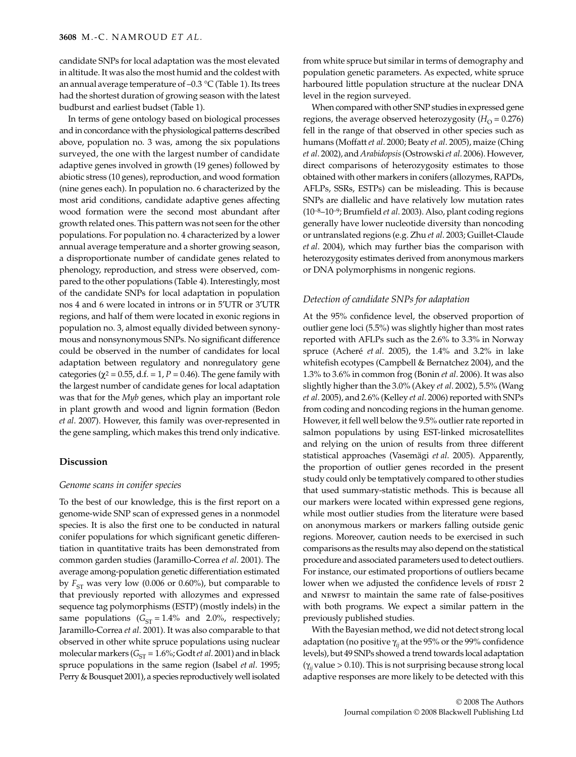candidate SNPs for local adaptation was the most elevated in altitude. It was also the most humid and the coldest with an annual average temperature of –0.3 °C (Table 1). Its trees had the shortest duration of growing season with the latest budburst and earliest budset (Table 1).

In terms of gene ontology based on biological processes and in concordance with the physiological patterns described above, population no. 3 was, among the six populations surveyed, the one with the largest number of candidate adaptive genes involved in growth (19 genes) followed by abiotic stress (10 genes), reproduction, and wood formation (nine genes each). In population no. 6 characterized by the most arid conditions, candidate adaptive genes affecting wood formation were the second most abundant after growth related ones. This pattern was not seen for the other populations. For population no. 4 characterized by a lower annual average temperature and a shorter growing season, a disproportionate number of candidate genes related to phenology, reproduction, and stress were observed, compared to the other populations (Table 4). Interestingly, most of the candidate SNPs for local adaptation in population nos 4 and 6 were located in introns or in 5′UTR or 3′UTR regions, and half of them were located in exonic regions in population no. 3, almost equally divided between synonymous and nonsynonymous SNPs. No significant difference could be observed in the number of candidates for local adaptation between regulatory and nonregulatory gene categories ($\chi^2 = 0.55$, d.f. = 1, $P = 0.46$). The gene family with the largest number of candidate genes for local adaptation was that for the *Myb* genes, which play an important role in plant growth and wood and lignin formation (Bedon *et al*. 2007). However, this family was over-represented in the gene sampling, which makes this trend only indicative.

## Discussion

### *Genome scans in conifer species*

To the best of our knowledge, this is the first report on a genome-wide SNP scan of expressed genes in a nonmodel species. It is also the first one to be conducted in natural conifer populations for which significant genetic differentiation in quantitative traits has been demonstrated from common garden studies (Jaramillo-Correa *et al*. 2001). The average among-population genetic differentiation estimated by $F_{ST}$ was very low (0.006 or 0.60%), but comparable to that previously reported with allozymes and expressed sequence tag polymorphisms (ESTP) (mostly indels) in the same populations ($G_{ST} = 1.4\%$ and 2.0%, respectively; Jaramillo-Correa *et al*. 2001). It was also comparable to that observed in other white spruce populations using nuclear molecular markers ($G_{ST} = 1.6\%$; Godt *et al*. 2001) and in black spruce populations in the same region (Isabel *et al*. 1995; Perry & Bousquet 2001), a species reproductively well isolated from white spruce but similar in terms of demography and population genetic parameters. As expected, white spruce harboured little population structure at the nuclear DNA level in the region surveyed.

When compared with other SNP studies in expressed gene regions, the average observed heterozygosity ($H_O = 0.276$) fell in the range of that observed in other species such as humans (Moffatt *et al*. 2000; Beaty *et al*. 2005), maize (Ching *et al*. 2002), and *Arabidopsis* (Ostrowski *et al*. 2006). However, direct comparisons of heterozygosity estimates to those obtained with other markers in conifers (allozymes, RAPDs, AFLPs, SSRs, ESTPs) can be misleading. This is because SNPs are diallelic and have relatively low mutation rates ($10^{-8}$–$10^{-9}$; Brumfield *et al*. 2003). Also, plant coding regions generally have lower nucleotide diversity than noncoding or untranslated regions (e.g. Zhu *et al*. 2003; Guillet-Claude *et al*. 2004), which may further bias the comparison with heterozygosity estimates derived from anonymous markers or DNA polymorphisms in nongenic regions.

### *Detection of candidate SNPs for adaptation*

At the 95% confidence level, the observed proportion of outlier gene loci (5.5%) was slightly higher than most rates reported with AFLPs such as the 2.6% to 3.3% in Norway spruce (Acheré *et al*. 2005), the 1.4% and 3.2% in lake whitefish ecotypes (Campbell & Bernatchez 2004), and the 1.3% to 3.6% in common frog (Bonin *et al*. 2006). It was also slightly higher than the 3.0% (Akey *et al*. 2002), 5.5% (Wang *et al*. 2005), and 2.6% (Kelley *et al*. 2006) reported with SNPs from coding and noncoding regions in the human genome. However, it fell well below the 9.5% outlier rate reported in salmon populations by using EST-linked microsatellites and relying on the union of results from three different statistical approaches (Vasemägi *et al*. 2005). Apparently, the proportion of outlier genes recorded in the present study could only be temptatively compared to other studies that used summary-statistic methods. This is because all our markers were located within expressed gene regions, while most outlier studies from the literature were based on anonymous markers or markers falling outside genic regions. Moreover, caution needs to be exercised in such comparisons as the results may also depend on the statistical procedure and associated parameters used to detect outliers. For instance, our estimated proportions of outliers became lower when we adjusted the confidence levels of FDIST 2 and NEWFST to maintain the same rate of false-positives with both programs. We expect a similar pattern in the previously published studies.

With the Bayesian method, we did not detect strong local adaptation (no positive $\gamma_{ij}$ at the 95% or the 99% confidence levels), but 49 SNPs showed a trend towards local adaptation ($\gamma_{ij}$ value > 0.10). This is not surprising because strong local adaptive responses are more likely to be detected with this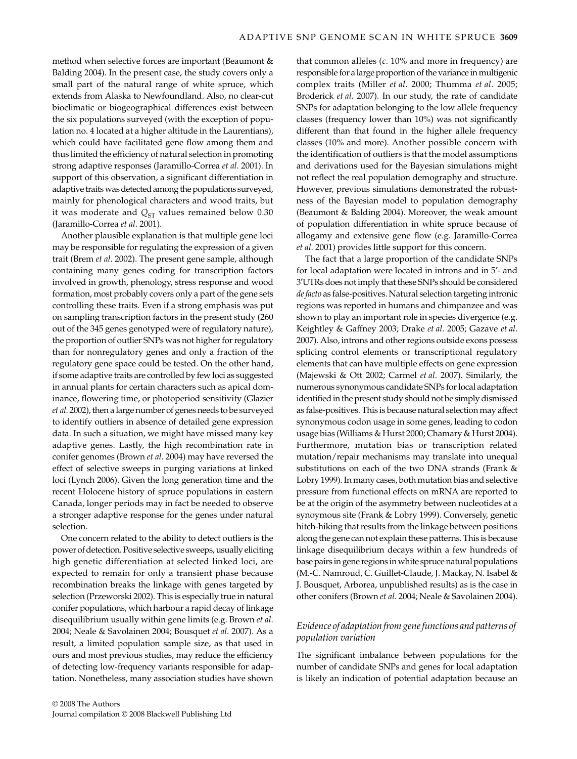method when selective forces are important (Beaumont & Balding 2004). In the present case, the study covers only a small part of the natural range of white spruce, which extends from Alaska to Newfoundland. Also, no clear-cut bioclimatic or biogeographical differences exist between the six populations surveyed (with the exception of population no. 4 located at a higher altitude in the Laurentians), which could have facilitated gene flow among them and thus limited the efficiency of natural selection in promoting strong adaptive responses (Jaramillo-Correa *et al*. 2001). In support of this observation, a significant differentiation in adaptive traits was detected among the populations surveyed, mainly for phenological characters and wood traits, but it was moderate and $Q_{ST}$ values remained below 0.30 (Jaramillo-Correa *et al*. 2001).

Another plausible explanation is that multiple gene loci may be responsible for regulating the expression of a given trait (Brem *et al*. 2002). The present gene sample, although containing many genes coding for transcription factors involved in growth, phenology, stress response and wood formation, most probably covers only a part of the gene sets controlling these traits. Even if a strong emphasis was put on sampling transcription factors in the present study (260 out of the 345 genes genotyped were of regulatory nature), the proportion of outlier SNPs was not higher for regulatory than for nonregulatory genes and only a fraction of the regulatory gene space could be tested. On the other hand, if some adaptive traits are controlled by few loci as suggested in annual plants for certain characters such as apical dominance, flowering time, or photoperiod sensitivity (Glazier *et al*. 2002), then a large number of genes needs to be surveyed to identify outliers in absence of detailed gene expression data. In such a situation, we might have missed many key adaptive genes. Lastly, the high recombination rate in conifer genomes (Brown *et al*. 2004) may have reversed the effect of selective sweeps in purging variations at linked loci (Lynch 2006). Given the long generation time and the recent Holocene history of spruce populations in eastern Canada, longer periods may in fact be needed to observe a stronger adaptive response for the genes under natural selection.

One concern related to the ability to detect outliers is the power of detection. Positive selective sweeps, usually eliciting high genetic differentiation at selected linked loci, are expected to remain for only a transient phase because recombination breaks the linkage with genes targeted by selection (Przeworski 2002). This is especially true in natural conifer populations, which harbour a rapid decay of linkage disequilibrium usually within gene limits (e.g. Brown *et al*. 2004; Neale & Savolainen 2004; Bousquet *et al*. 2007). As a result, a limited population sample size, as that used in ours and most previous studies, may reduce the efficiency of detecting low-frequency variants responsible for adaptation. Nonetheless, many association studies have shown that common alleles (*c*. 10% and more in frequency) are responsible for a large proportion of the variance in multigenic complex traits (Miller *et al*. 2000; Thumma *et al*. 2005; Broderick *et al*. 2007). In our study, the rate of candidate SNPs for adaptation belonging to the low allele frequency classes (frequency lower than 10%) was not significantly different than that found in the higher allele frequency classes (10% and more). Another possible concern with the identification of outliers is that the model assumptions and derivations used for the Bayesian simulations might not reflect the real population demography and structure. However, previous simulations demonstrated the robustness of the Bayesian model to population demography (Beaumont & Balding 2004). Moreover, the weak amount of population differentiation in white spruce because of allogamy and extensive gene flow (e.g. Jaramillo-Correa *et al*. 2001) provides little support for this concern.

The fact that a large proportion of the candidate SNPs for local adaptation were located in introns and in 5′- and 3′UTRs does not imply that these SNPs should be considered *de facto* as false-positives. Natural selection targeting intronic regions was reported in humans and chimpanzee and was shown to play an important role in species divergence (e.g. Keightley & Gaffney 2003; Drake *et al*. 2005; Gazave *et al*. 2007). Also, introns and other regions outside exons possess splicing control elements or transcriptional regulatory elements that can have multiple effects on gene expression (Majewski & Ott 2002; Carmel *et al*. 2007). Similarly, the numerous synonymous candidate SNPs for local adaptation identified in the present study should not be simply dismissed as false-positives. This is because natural selection may affect synonymous codon usage in some genes, leading to codon usage bias (Williams & Hurst 2000; Chamary & Hurst 2004). Furthermore, mutation bias or transcription related mutation/repair mechanisms may translate into unequal substitutions on each of the two DNA strands (Frank & Lobry 1999). In many cases, both mutation bias and selective pressure from functional effects on mRNA are reported to be at the origin of the asymmetry between nucleotides at a synoymous site (Frank & Lobry 1999). Conversely, genetic hitch-hiking that results from the linkage between positions along the gene can not explain these patterns. This is because linkage disequilibrium decays within a few hundreds of base pairs in gene regions in white spruce natural populations (M.-C. Namroud, C. Guillet-Claude, J. Mackay, N. Isabel & J. Bousquet, Arborea, unpublished results) as is the case in other conifers (Brown *et al*. 2004; Neale & Savolainen 2004).

### *Evidence of adaptation from gene functions and patterns of population variation*

The significant imbalance between populations for the number of candidate SNPs and genes for local adaptation is likely an indication of potential adaptation because an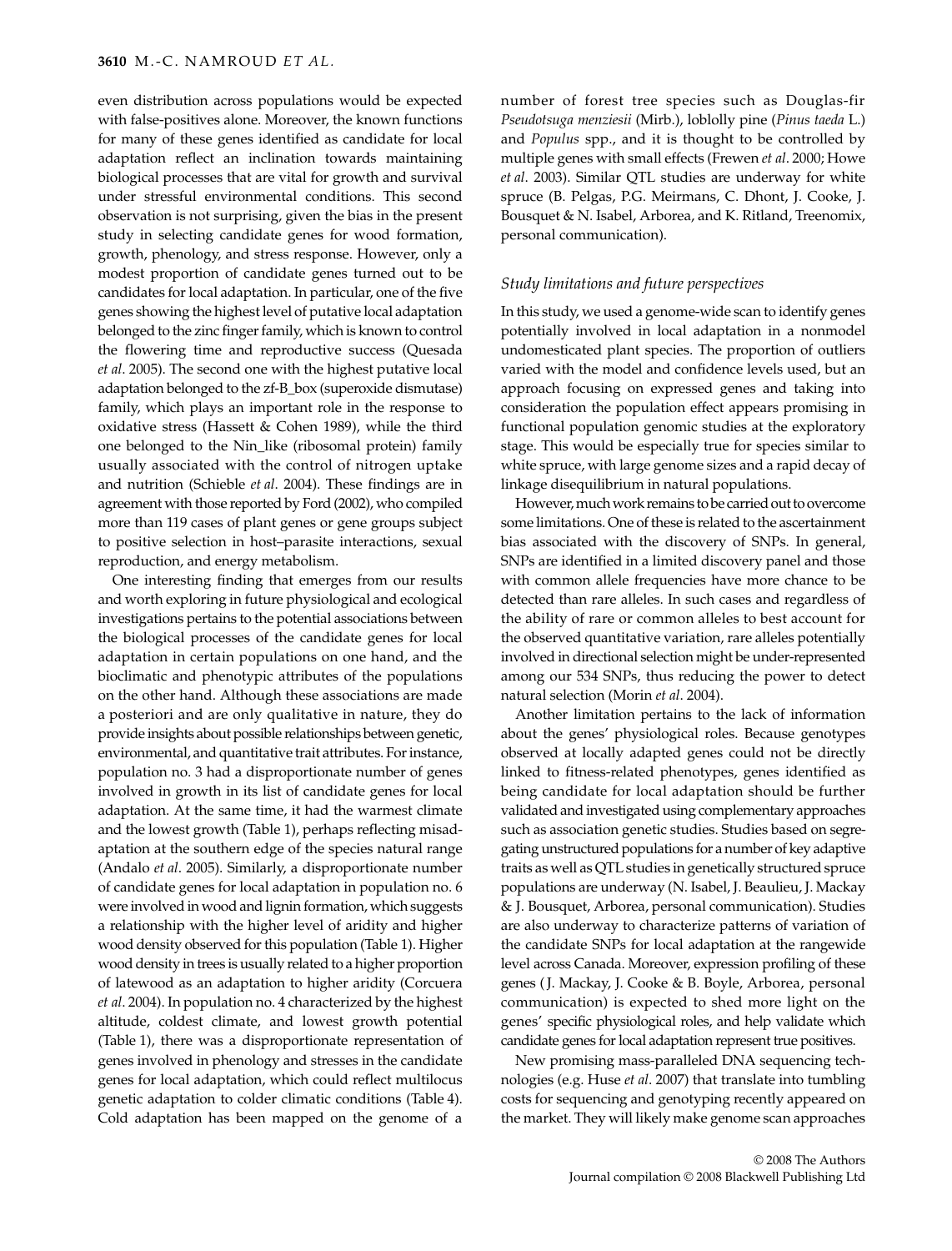even distribution across populations would be expected with false-positives alone. Moreover, the known functions for many of these genes identified as candidate for local adaptation reflect an inclination towards maintaining biological processes that are vital for growth and survival under stressful environmental conditions. This second observation is not surprising, given the bias in the present study in selecting candidate genes for wood formation, growth, phenology, and stress response. However, only a modest proportion of candidate genes turned out to be candidates for local adaptation. In particular, one of the five genes showing the highest level of putative local adaptation belonged to the zinc finger family, which is known to control the flowering time and reproductive success (Quesada *et al*. 2005). The second one with the highest putative local adaptation belonged to the zf-B_box (superoxide dismutase) family, which plays an important role in the response to oxidative stress (Hassett & Cohen 1989), while the third one belonged to the Nin_like (ribosomal protein) family usually associated with the control of nitrogen uptake and nutrition (Schieble *et al*. 2004). These findings are in agreement with those reported by Ford (2002), who compiled more than 119 cases of plant genes or gene groups subject to positive selection in host–parasite interactions, sexual reproduction, and energy metabolism.

One interesting finding that emerges from our results and worth exploring in future physiological and ecological investigations pertains to the potential associations between the biological processes of the candidate genes for local adaptation in certain populations on one hand, and the bioclimatic and phenotypic attributes of the populations on the other hand. Although these associations are made a posteriori and are only qualitative in nature, they do provide insights about possible relationships between genetic, environmental, and quantitative trait attributes. For instance, population no. 3 had a disproportionate number of genes involved in growth in its list of candidate genes for local adaptation. At the same time, it had the warmest climate and the lowest growth (Table 1), perhaps reflecting misadaptation at the southern edge of the species natural range (Andalo *et al*. 2005). Similarly, a disproportionate number of candidate genes for local adaptation in population no. 6 were involved in wood and lignin formation, which suggests a relationship with the higher level of aridity and higher wood density observed for this population (Table 1). Higher wood density in trees is usually related to a higher proportion of latewood as an adaptation to higher aridity (Corcuera *et al*. 2004). In population no. 4 characterized by the highest altitude, coldest climate, and lowest growth potential (Table 1), there was a disproportionate representation of genes involved in phenology and stresses in the candidate genes for local adaptation, which could reflect multilocus genetic adaptation to colder climatic conditions (Table 4). Cold adaptation has been mapped on the genome of a number of forest tree species such as Douglas-fir *Pseudotsuga menziesii* (Mirb.), loblolly pine (*Pinus taeda* L.) and *Populus* spp., and it is thought to be controlled by multiple genes with small effects (Frewen *et al*. 2000; Howe *et al*. 2003). Similar QTL studies are underway for white spruce (B. Pelgas, P.G. Meirmans, C. Dhont, J. Cooke, J. Bousquet & N. Isabel, Arborea, and K. Ritland, Treenomix, personal communication).

### *Study limitations and future perspectives*

In this study, we used a genome-wide scan to identify genes potentially involved in local adaptation in a nonmodel undomesticated plant species. The proportion of outliers varied with the model and confidence levels used, but an approach focusing on expressed genes and taking into consideration the population effect appears promising in functional population genomic studies at the exploratory stage. This would be especially true for species similar to white spruce, with large genome sizes and a rapid decay of linkage disequilibrium in natural populations.

However, much work remains to be carried out to overcome some limitations. One of these is related to the ascertainment bias associated with the discovery of SNPs. In general, SNPs are identified in a limited discovery panel and those with common allele frequencies have more chance to be detected than rare alleles. In such cases and regardless of the ability of rare or common alleles to best account for the observed quantitative variation, rare alleles potentially involved in directional selection might be under-represented among our 534 SNPs, thus reducing the power to detect natural selection (Morin *et al*. 2004).

Another limitation pertains to the lack of information about the genes' physiological roles. Because genotypes observed at locally adapted genes could not be directly linked to fitness-related phenotypes, genes identified as being candidate for local adaptation should be further validated and investigated using complementary approaches such as association genetic studies. Studies based on segregating unstructured populations for a number of key adaptive traits as well as QTL studies in genetically structured spruce populations are underway (N. Isabel, J. Beaulieu, J. Mackay & J. Bousquet, Arborea, personal communication). Studies are also underway to characterize patterns of variation of the candidate SNPs for local adaptation at the rangewide level across Canada. Moreover, expression profiling of these genes (J. Mackay, J. Cooke & B. Boyle, Arborea, personal communication) is expected to shed more light on the genes' specific physiological roles, and help validate which candidate genes for local adaptation represent true positives.

New promising mass-paralleled DNA sequencing technologies (e.g. Huse *et al*. 2007) that translate into tumbling costs for sequencing and genotyping recently appeared on the market. They will likely make genome scan approaches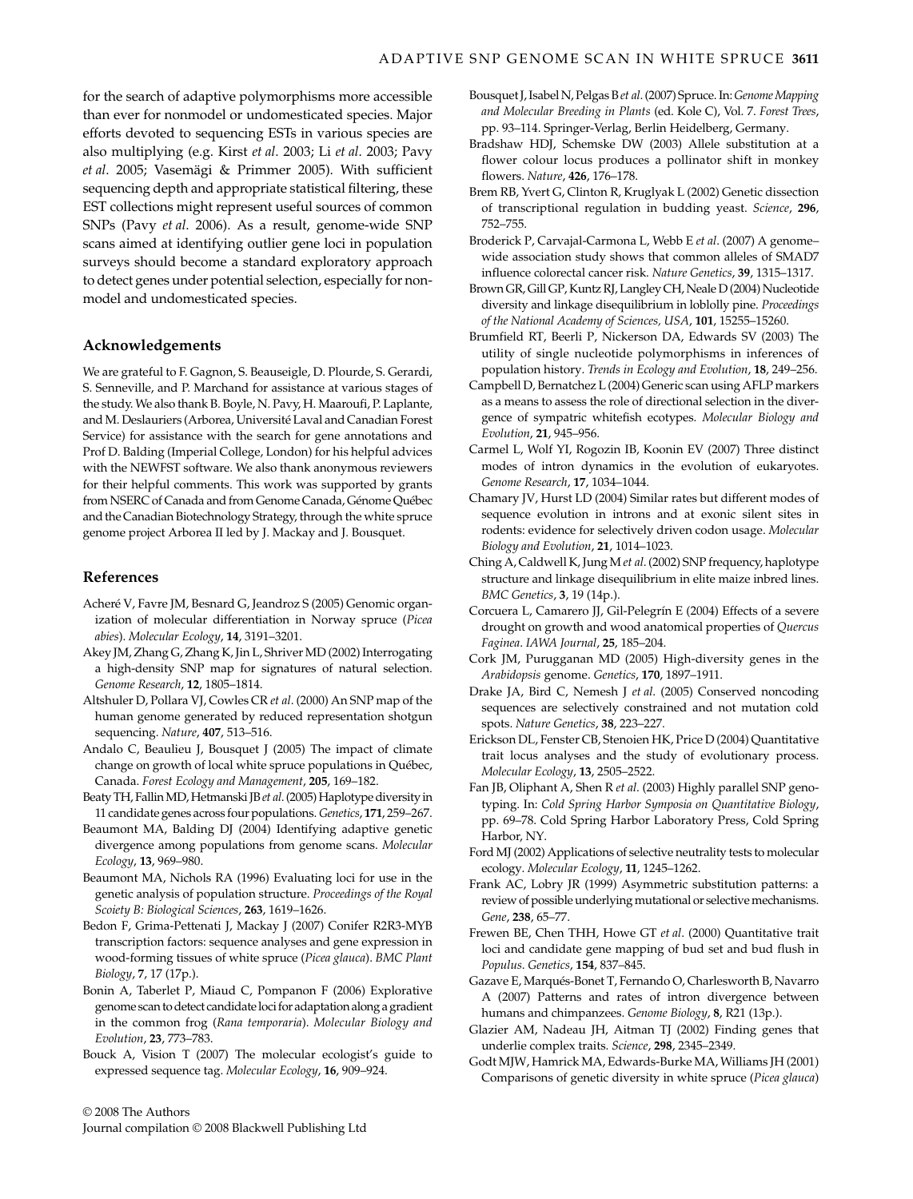for the search of adaptive polymorphisms more accessible than ever for nonmodel or undomesticated species. Major efforts devoted to sequencing ESTs in various species are also multiplying (e.g. Kirst *et al*. 2003; Li *et al*. 2003; Pavy *et al*. 2005; Vasemägi & Primmer 2005). With sufficient sequencing depth and appropriate statistical filtering, these EST collections might represent useful sources of common SNPs (Pavy *et al*. 2006). As a result, genome-wide SNP scans aimed at identifying outlier gene loci in population surveys should become a standard exploratory approach to detect genes under potential selection, especially for nonmodel and undomesticated species.

## Acknowledgements

We are grateful to F. Gagnon, S. Beauseigle, D. Plourde, S. Gerardi, S. Senneville, and P. Marchand for assistance at various stages of the study. We also thank B. Boyle, N. Pavy, H. Maaroufi, P. Laplante, and M. Deslauriers (Arborea, Université Laval and Canadian Forest Service) for assistance with the search for gene annotations and Prof D. Balding (Imperial College, London) for his helpful advices with the NEWFST software. We also thank anonymous reviewers for their helpful comments. This work was supported by grants from NSERC of Canada and from Genome Canada, Génome Québec and the Canadian Biotechnology Strategy, through the white spruce genome project Arborea II led by J. Mackay and J. Bousquet.

## References

Acheré V, Favre JM, Besnard G, Jeandroz S (2005) Genomic organization of molecular differentiation in Norway spruce (*Picea abies*). *Molecular Ecology*, **14**, 3191–3201.

Akey JM, Zhang G, Zhang K, Jin L, Shriver MD (2002) Interrogating a high-density SNP map for signatures of natural selection. *Genome Research*, **12**, 1805–1814.

Altshuler D, Pollara VJ, Cowles CR *et al*. (2000) An SNP map of the human genome generated by reduced representation shotgun sequencing. *Nature*, **407**, 513–516.

Andalo C, Beaulieu J, Bousquet J (2005) The impact of climate change on growth of local white spruce populations in Québec, Canada. *Forest Ecology and Management*, **205**, 169–182.

Beaty TH, Fallin MD, Hetmanski JB *et al*. (2005) Haplotype diversity in 11 candidate genes across four populations. *Genetics*, **171**, 259–267.

Beaumont MA, Balding DJ (2004) Identifying adaptive genetic divergence among populations from genome scans. *Molecular Ecology*, **13**, 969–980.

Beaumont MA, Nichols RA (1996) Evaluating loci for use in the genetic analysis of population structure. *Proceedings of the Royal Scoiety B: Biological Sciences*, **263**, 1619–1626.

Bedon F, Grima-Pettenati J, Mackay J (2007) Conifer R2R3-MYB transcription factors: sequence analyses and gene expression in wood-forming tissues of white spruce (*Picea glauca*). *BMC Plant Biology*, **7**, 17 (17p.).

Bonin A, Taberlet P, Miaud C, Pompanon F (2006) Explorative genome scan to detect candidate loci for adaptation along a gradient in the common frog (*Rana temporaria*). *Molecular Biology and Evolution*, **23**, 773–783.

Bouck A, Vision T (2007) The molecular ecologist's guide to expressed sequence tag. *Molecular Ecology*, **16**, 909–924.

Bousquet J, Isabel N, Pelgas B *et al*. (2007) Spruce. In: *Genome Mapping and Molecular Breeding in Plants* (ed. Kole C), Vol. 7. *Forest Trees*, pp. 93–114. Springer-Verlag, Berlin Heidelberg, Germany.

Bradshaw HDJ, Schemske DW (2003) Allele substitution at a flower colour locus produces a pollinator shift in monkey flowers. *Nature*, **426**, 176–178.

Brem RB, Yvert G, Clinton R, Kruglyak L (2002) Genetic dissection of transcriptional regulation in budding yeast. *Science*, **296**, 752–755.

Broderick P, Carvajal-Carmona L, Webb E *et al*. (2007) A genome–wide association study shows that common alleles of SMAD7 influence colorectal cancer risk. *Nature Genetics*, **39**, 1315–1317.

Brown GR, Gill GP, Kuntz RJ, Langley CH, Neale D (2004) Nucleotide diversity and linkage disequilibrium in loblolly pine. *Proceedings of the National Academy of Sciences, USA*, **101**, 15255–15260.

Brumfield RT, Beerli P, Nickerson DA, Edwards SV (2003) The utility of single nucleotide polymorphisms in inferences of population history. *Trends in Ecology and Evolution*, **18**, 249–256.

Campbell D, Bernatchez L (2004) Generic scan using AFLP markers as a means to assess the role of directional selection in the divergence of sympatric whitefish ecotypes. *Molecular Biology and Evolution*, **21**, 945–956.

Carmel L, Wolf YI, Rogozin IB, Koonin EV (2007) Three distinct modes of intron dynamics in the evolution of eukaryotes. *Genome Research*, **17**, 1034–1044.

Chamary JV, Hurst LD (2004) Similar rates but different modes of sequence evolution in introns and at exonic silent sites in rodents: evidence for selectively driven codon usage. *Molecular Biology and Evolution*, **21**, 1014–1023.

Ching A, Caldwell K, Jung M *et al*. (2002) SNP frequency, haplotype structure and linkage disequilibrium in elite maize inbred lines. *BMC Genetics*, **3**, 19 (14p.).

Corcuera L, Camarero JJ, Gil-Pelegrín E (2004) Effects of a severe drought on growth and wood anatomical properties of *Quercus Faginea*. *IAWA Journal*, **25**, 185–204.

Cork JM, Purugganan MD (2005) High-diversity genes in the *Arabidopsis* genome. *Genetics*, **170**, 1897–1911.

Drake JA, Bird C, Nemesh J *et al*. (2005) Conserved noncoding sequences are selectively constrained and not mutation cold spots. *Nature Genetics*, **38**, 223–227.

Erickson DL, Fenster CB, Stenoien HK, Price D (2004) Quantitative trait locus analyses and the study of evolutionary process. *Molecular Ecology*, **13**, 2505–2522.

Fan JB, Oliphant A, Shen R *et al*. (2003) Highly parallel SNP genotyping. In: *Cold Spring Harbor Symposia on Quantitative Biology*, pp. 69–78. Cold Spring Harbor Laboratory Press, Cold Spring Harbor, NY.

Ford MJ (2002) Applications of selective neutrality tests to molecular ecology. *Molecular Ecology*, **11**, 1245–1262.

Frank AC, Lobry JR (1999) Asymmetric substitution patterns: a review of possible underlying mutational or selective mechanisms. *Gene*, **238**, 65–77.

Frewen BE, Chen THH, Howe GT *et al*. (2000) Quantitative trait loci and candidate gene mapping of bud set and bud flush in *Populus*. *Genetics*, **154**, 837–845.

Gazave E, Marqués-Bonet T, Fernando O, Charlesworth B, Navarro A (2007) Patterns and rates of intron divergence between humans and chimpanzees. *Genome Biology*, **8**, R21 (13p.).

Glazier AM, Nadeau JH, Aitman TJ (2002) Finding genes that underlie complex traits. *Science*, **298**, 2345–2349.

Godt MJW, Hamrick MA, Edwards-Burke MA, Williams JH (2001) Comparisons of genetic diversity in white spruce (*Picea glauca*)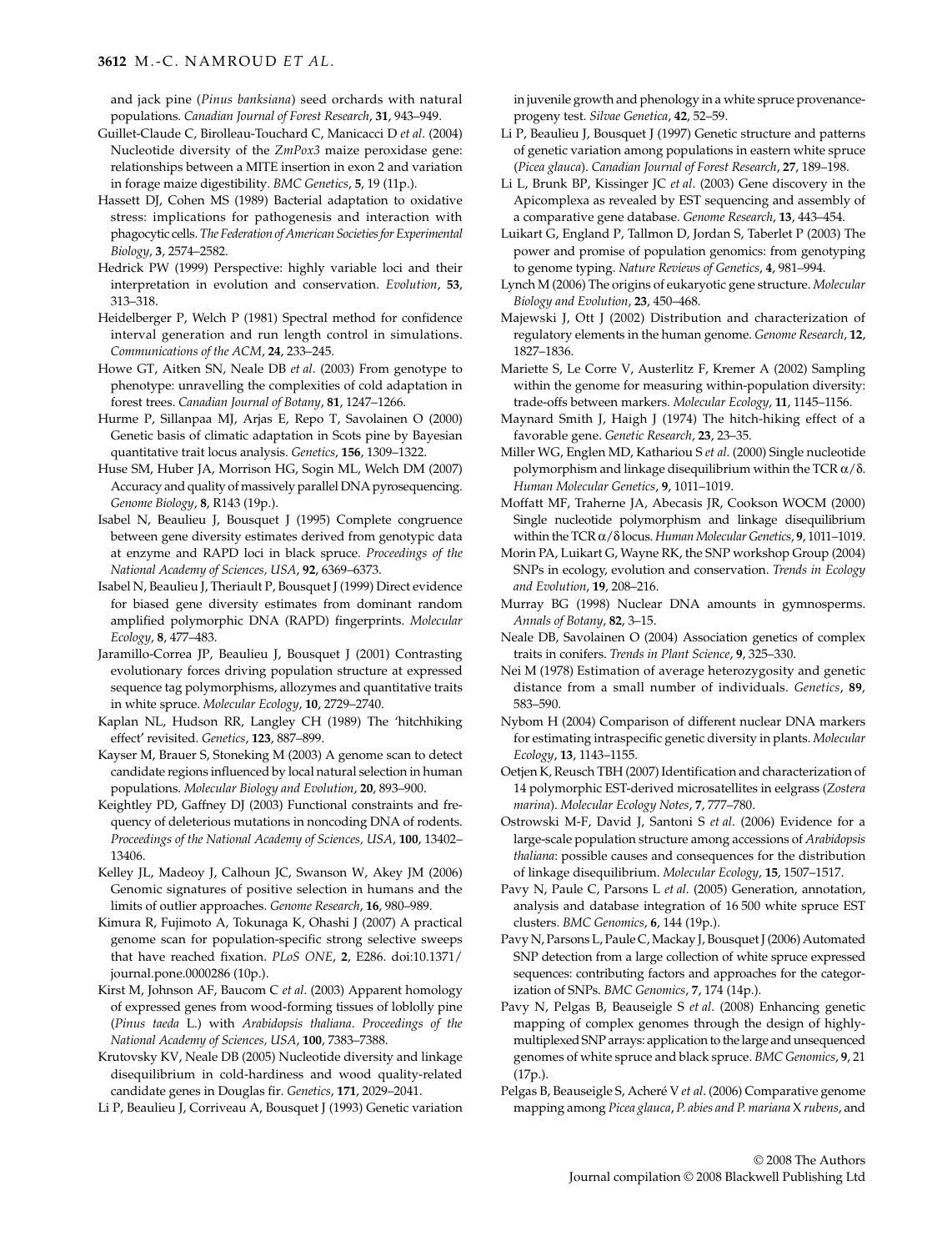and jack pine (*Pinus banksiana*) seed orchards with natural populations. *Canadian Journal of Forest Research*, **31**, 943–949.

Guillet-Claude C, Birolleau-Touchard C, Manicacci D *et al*. (2004) Nucleotide diversity of the *ZmPox3* maize peroxidase gene: relationships between a MITE insertion in exon 2 and variation in forage maize digestibility. *BMC Genetics*, **5**, 19 (11p.).

Hassett DJ, Cohen MS (1989) Bacterial adaptation to oxidative stress: implications for pathogenesis and interaction with phagocytic cells. *The Federation of American Societies for Experimental Biology*, **3**, 2574–2582.

Hedrick PW (1999) Perspective: highly variable loci and their interpretation in evolution and conservation. *Evolution*, **53**, 313–318.

Heidelberger P, Welch P (1981) Spectral method for confidence interval generation and run length control in simulations. *Communications of the ACM*, **24**, 233–245.

Howe GT, Aitken SN, Neale DB *et al*. (2003) From genotype to phenotype: unravelling the complexities of cold adaptation in forest trees. *Canadian Journal of Botany*, **81**, 1247–1266.

Hurme P, Sillanpaa MJ, Arjas E, Repo T, Savolainen O (2000) Genetic basis of climatic adaptation in Scots pine by Bayesian quantitative trait locus analysis. *Genetics*, **156**, 1309–1322.

Huse SM, Huber JA, Morrison HG, Sogin ML, Welch DM (2007) Accuracy and quality of massively parallel DNA pyrosequencing. *Genome Biology*, **8**, R143 (19p.).

Isabel N, Beaulieu J, Bousquet J (1995) Complete congruence between gene diversity estimates derived from genotypic data at enzyme and RAPD loci in black spruce. *Proceedings of the National Academy of Sciences, USA*, **92**, 6369–6373.

Isabel N, Beaulieu J, Theriault P, Bousquet J (1999) Direct evidence for biased gene diversity estimates from dominant random amplified polymorphic DNA (RAPD) fingerprints. *Molecular Ecology*, **8**, 477–483.

Jaramillo-Correa JP, Beaulieu J, Bousquet J (2001) Contrasting evolutionary forces driving population structure at expressed sequence tag polymorphisms, allozymes and quantitative traits in white spruce. *Molecular Ecology*, **10**, 2729–2740.

Kaplan NL, Hudson RR, Langley CH (1989) The 'hitchhiking effect' revisited. *Genetics*, **123**, 887–899.

Kayser M, Brauer S, Stoneking M (2003) A genome scan to detect candidate regions influenced by local natural selection in human populations. *Molecular Biology and Evolution*, **20**, 893–900.

Keightley PD, Gaffney DJ (2003) Functional constraints and frequency of deleterious mutations in noncoding DNA of rodents. *Proceedings of the National Academy of Sciences, USA*, **100**, 13402–13406.

Kelley JL, Madeoy J, Calhoun JC, Swanson W, Akey JM (2006) Genomic signatures of positive selection in humans and the limits of outlier approaches. *Genome Research*, **16**, 980–989.

Kimura R, Fujimoto A, Tokunaga K, Ohashi J (2007) A practical genome scan for population-specific strong selective sweeps that have reached fixation. *PLoS ONE*, **2**, E286. doi:10.1371/journal.pone.0000286 (10p.).

Kirst M, Johnson AF, Baucom C *et al*. (2003) Apparent homology of expressed genes from wood-forming tissues of loblolly pine (*Pinus taeda* L.) with *Arabidopsis thaliana*. *Proceedings of the National Academy of Sciences, USA*, **100**, 7383–7388.

Krutovsky KV, Neale DB (2005) Nucleotide diversity and linkage disequilibrium in cold-hardiness and wood quality-related candidate genes in Douglas fir. *Genetics*, **171**, 2029–2041.

Li P, Beaulieu J, Corriveau A, Bousquet J (1993) Genetic variation in juvenile growth and phenology in a white spruce provenance-progeny test. *Silvae Genetica*, **42**, 52–59.

Li P, Beaulieu J, Bousquet J (1997) Genetic structure and patterns of genetic variation among populations in eastern white spruce (*Picea glauca*). *Canadian Journal of Forest Research*, **27**, 189–198.

Li L, Brunk BP, Kissinger JC *et al*. (2003) Gene discovery in the Apicomplexa as revealed by EST sequencing and assembly of a comparative gene database. *Genome Research*, **13**, 443–454.

Luikart G, England P, Tallmon D, Jordan S, Taberlet P (2003) The power and promise of population genomics: from genotyping to genome typing. *Nature Reviews of Genetics*, **4**, 981–994.

Lynch M (2006) The origins of eukaryotic gene structure. *Molecular Biology and Evolution*, **23**, 450–468.

Majewski J, Ott J (2002) Distribution and characterization of regulatory elements in the human genome. *Genome Research*, **12**, 1827–1836.

Mariette S, Le Corre V, Austerlitz F, Kremer A (2002) Sampling within the genome for measuring within-population diversity: trade-offs between markers. *Molecular Ecology*, **11**, 1145–1156.

Maynard Smith J, Haigh J (1974) The hitch-hiking effect of a favorable gene. *Genetic Research*, **23**, 23–35.

Miller WG, Englen MD, Kathariou S *et al*. (2000) Single nucleotide polymorphism and linkage disequilibrium within the TCR $\alpha/\delta$. *Human Molecular Genetics*, **9**, 1011–1019.

Moffatt MF, Traherne JA, Abecasis JR, Cookson WOCM (2000) Single nucleotide polymorphism and linkage disequilibrium within the TCR $\alpha/\delta$ locus. *Human Molecular Genetics*, **9**, 1011–1019.

Morin PA, Luikart G, Wayne RK, the SNP workshop Group (2004) SNPs in ecology, evolution and conservation. *Trends in Ecology and Evolution*, **19**, 208–216.

Murray BG (1998) Nuclear DNA amounts in gymnosperms. *Annals of Botany*, **82**, 3–15.

Neale DB, Savolainen O (2004) Association genetics of complex traits in conifers. *Trends in Plant Science*, **9**, 325–330.

Nei M (1978) Estimation of average heterozygosity and genetic distance from a small number of individuals. *Genetics*, **89**, 583–590.

Nybom H (2004) Comparison of different nuclear DNA markers for estimating intraspecific genetic diversity in plants. *Molecular Ecology*, **13**, 1143–1155.

Oetjen K, Reusch TBH (2007) Identification and characterization of 14 polymorphic EST-derived microsatellites in eelgrass (*Zostera marina*). *Molecular Ecology Notes*, **7**, 777–780.

Ostrowski M-F, David J, Santoni S *et al*. (2006) Evidence for a large-scale population structure among accessions of *Arabidopsis thaliana*: possible causes and consequences for the distribution of linkage disequilibrium. *Molecular Ecology*, **15**, 1507–1517.

Pavy N, Paule C, Parsons L *et al*. (2005) Generation, annotation, analysis and database integration of 16 500 white spruce EST clusters. *BMC Genomics*, **6**, 144 (19p.).

Pavy N, Parsons L, Paule C, Mackay J, Bousquet J (2006) Automated SNP detection from a large collection of white spruce expressed sequences: contributing factors and approaches for the categorization of SNPs. *BMC Genomics*, **7**, 174 (14p.).

Pavy N, Pelgas B, Beauseigle S *et al*. (2008) Enhancing genetic mapping of complex genomes through the design of highly-multiplexed SNP arrays: application to the large and unsequenced genomes of white spruce and black spruce. *BMC Genomics*, **9**, 21 (17p.).

Pelgas B, Beauseigle S, Acheré V *et al*. (2006) Comparative genome mapping among *Picea glauca*, *P. abies* and *P. mariana* X *rubens*, and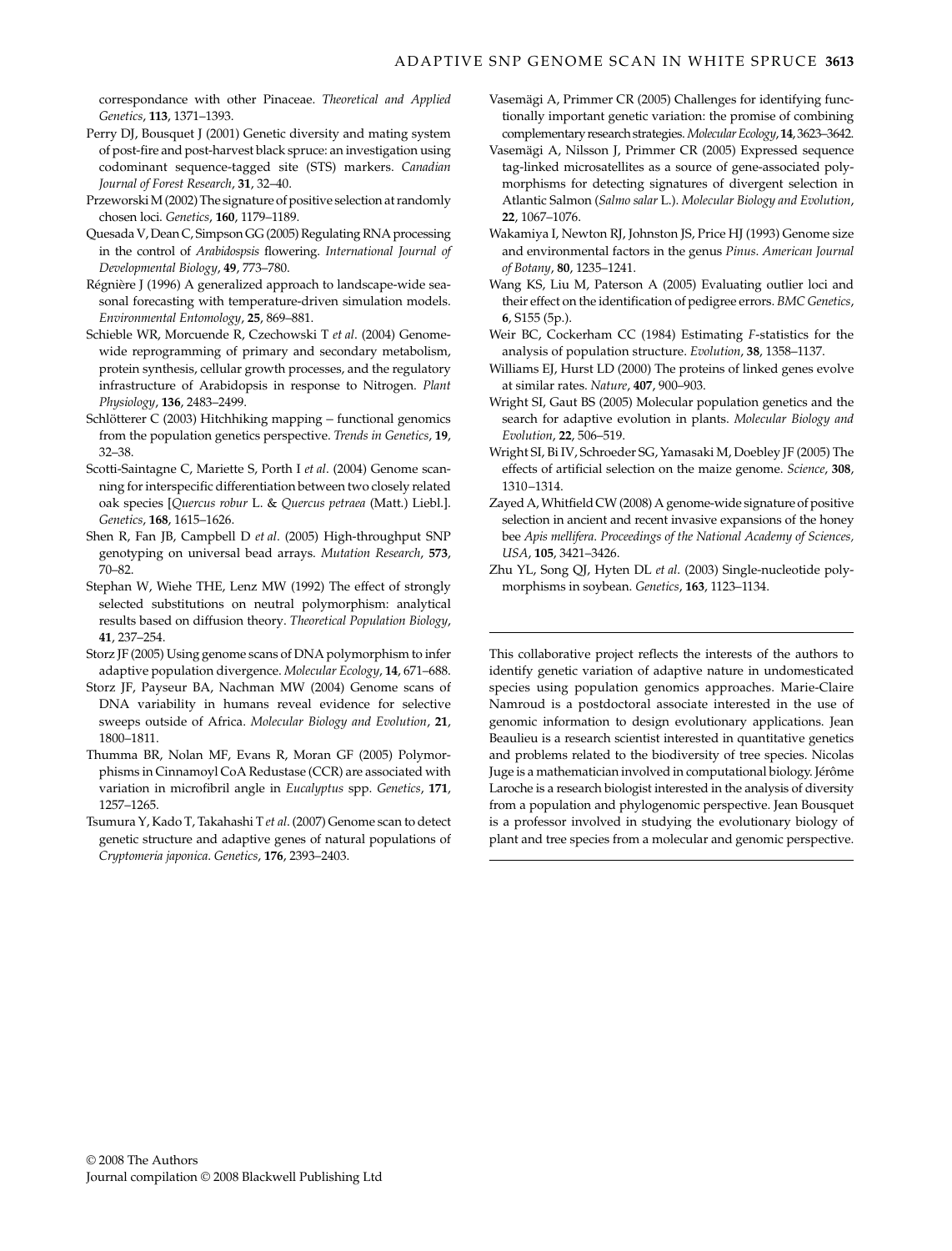correspondance with other Pinaceae. *Theoretical and Applied Genetics*, **113**, 1371–1393.

Perry DJ, Bousquet J (2001) Genetic diversity and mating system of post-fire and post-harvest black spruce: an investigation using codominant sequence-tagged site (STS) markers. *Canadian Journal of Forest Research*, **31**, 32–40.

Przeworski M (2002) The signature of positive selection at randomly chosen loci. *Genetics*, **160**, 1179–1189.

Quesada V, Dean C, Simpson GG (2005) Regulating RNA processing in the control of *Arabidospsis* flowering. *International Journal of Developmental Biology*, **49**, 773–780.

Régnière J (1996) A generalized approach to landscape-wide seasonal forecasting with temperature-driven simulation models. *Environmental Entomology*, **25**, 869–881.

Schieble WR, Morcuende R, Czechowski T *et al*. (2004) Genome-wide reprogramming of primary and secondary metabolism, protein synthesis, cellular growth processes, and the regulatory infrastructure of Arabidopsis in response to Nitrogen. *Plant Physiology*, **136**, 2483–2499.

Schlötterer C (2003) Hitchhiking mapping – functional genomics from the population genetics perspective. *Trends in Genetics*, **19**, 32–38.

Scotti-Saintagne C, Mariette S, Porth I *et al*. (2004) Genome scanning for interspecific differentiation between two closely related oak species [*Quercus robur* L. & *Quercus petraea* (Matt.) Liebl.]. *Genetics*, **168**, 1615–1626.

Shen R, Fan JB, Campbell D *et al*. (2005) High-throughput SNP genotyping on universal bead arrays. *Mutation Research*, **573**, 70–82.

Stephan W, Wiehe THE, Lenz MW (1992) The effect of strongly selected substitutions on neutral polymorphism: analytical results based on diffusion theory. *Theoretical Population Biology*, **41**, 237–254.

Storz JF (2005) Using genome scans of DNA polymorphism to infer adaptive population divergence. *Molecular Ecology*, **14**, 671–688.

Storz JF, Payseur BA, Nachman MW (2004) Genome scans of DNA variability in humans reveal evidence for selective sweeps outside of Africa. *Molecular Biology and Evolution*, **21**, 1800–1811.

Thumma BR, Nolan MF, Evans R, Moran GF (2005) Polymorphisms in Cinnamoyl CoA Redustase (CCR) are associated with variation in microfibril angle in *Eucalyptus* spp. *Genetics*, **171**, 1257–1265.

Tsumura Y, Kado T, Takahashi T *et al*. (2007) Genome scan to detect genetic structure and adaptive genes of natural populations of *Cryptomeria japonica*. *Genetics*, **176**, 2393–2403.

Vasemägi A, Primmer CR (2005) Challenges for identifying functionally important genetic variation: the promise of combining complementary research strategies. *Molecular Ecology*, **14**, 3623–3642.

Vasemägi A, Nilsson J, Primmer CR (2005) Expressed sequence tag-linked microsatellites as a source of gene-associated polymorphisms for detecting signatures of divergent selection in Atlantic Salmon (*Salmo salar* L.). *Molecular Biology and Evolution*, **22**, 1067–1076.

Wakamiya I, Newton RJ, Johnston JS, Price HJ (1993) Genome size and environmental factors in the genus *Pinus*. *American Journal of Botany*, **80**, 1235–1241.

Wang KS, Liu M, Paterson A (2005) Evaluating outlier loci and their effect on the identification of pedigree errors. *BMC Genetics*, **6**, S155 (5p.).

Weir BC, Cockerham CC (1984) Estimating *F*-statistics for the analysis of population structure. *Evolution*, **38**, 1358–1137.

Williams EJ, Hurst LD (2000) The proteins of linked genes evolve at similar rates. *Nature*, **407**, 900–903.

Wright SI, Gaut BS (2005) Molecular population genetics and the search for adaptive evolution in plants. *Molecular Biology and Evolution*, **22**, 506–519.

Wright SI, Bi IV, Schroeder SG, Yamasaki M, Doebley JF (2005) The effects of artificial selection on the maize genome. *Science*, **308**, 1310–1314.

Zayed A, Whitfield CW (2008) A genome-wide signature of positive selection in ancient and recent invasive expansions of the honey bee *Apis mellifera*. *Proceedings of the National Academy of Sciences, USA*, **105**, 3421–3426.

Zhu YL, Song QJ, Hyten DL *et al*. (2003) Single-nucleotide polymorphisms in soybean. *Genetics*, **163**, 1123–1134.

---

This collaborative project reflects the interests of the authors to identify genetic variation of adaptive nature in undomesticated species using population genomics approaches. Marie-Claire Namroud is a postdoctoral associate interested in the use of genomic information to design evolutionary applications. Jean Beaulieu is a research scientist interested in quantitative genetics and problems related to the biodiversity of tree species. Nicolas Juge is a mathematician involved in computational biology. Jérôme Laroche is a research biologist interested in the analysis of diversity from a population and phylogenomic perspective. Jean Bousquet is a professor involved in studying the evolutionary biology of plant and tree species from a molecular and genomic perspective.

---

© 2008 The Authors
Journal compilation © 2008 Blackwell Publishing Ltd